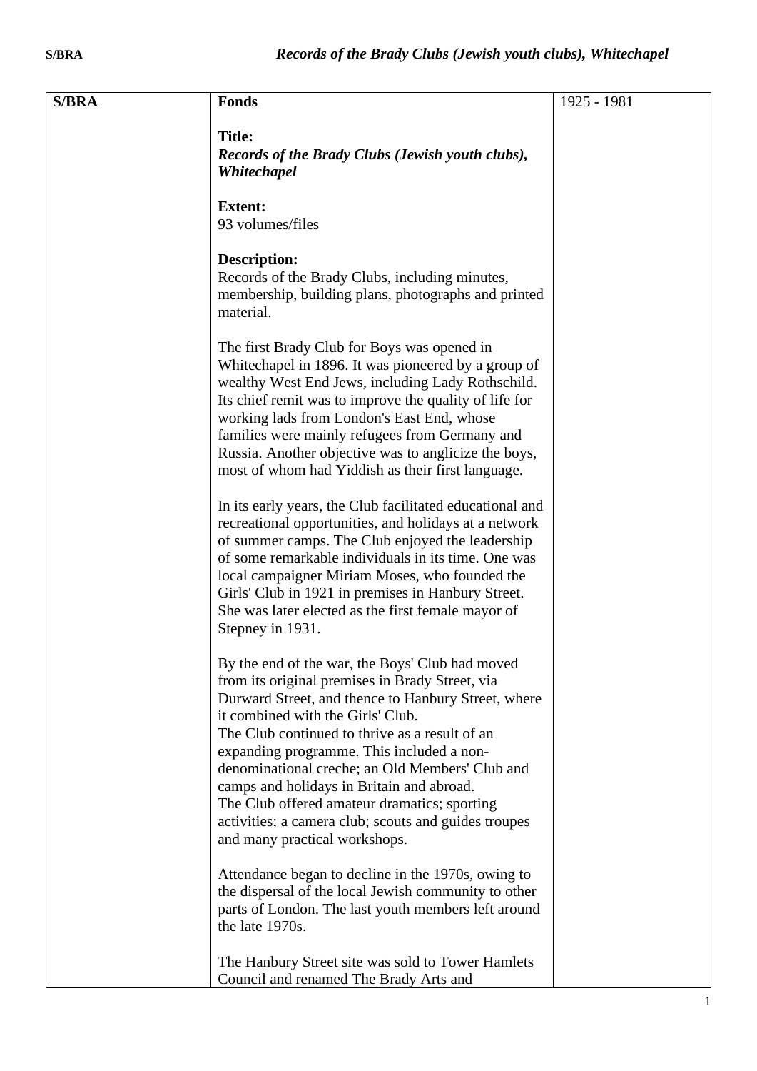| S/BRA | Fonds | 1925 - 1981 |
|---|---|---|
| | **Title:**<br>***Records of the Brady Clubs (Jewish youth clubs), Whitechapel***<br><br>**Extent:**<br>93 volumes/files<br><br>**Description:**<br>Records of the Brady Clubs, including minutes, membership, building plans, photographs and printed material.<br><br>The first Brady Club for Boys was opened in Whitechapel in 1896. It was pioneered by a group of wealthy West End Jews, including Lady Rothschild. Its chief remit was to improve the quality of life for working lads from London's East End, whose families were mainly refugees from Germany and Russia. Another objective was to anglicize the boys, most of whom had Yiddish as their first language.<br><br>In its early years, the Club facilitated educational and recreational opportunities, and holidays at a network of summer camps. The Club enjoyed the leadership of some remarkable individuals in its time. One was local campaigner Miriam Moses, who founded the Girls' Club in 1921 in premises in Hanbury Street. She was later elected as the first female mayor of Stepney in 1931.<br><br>By the end of the war, the Boys' Club had moved from its original premises in Brady Street, via Durward Street, and thence to Hanbury Street, where it combined with the Girls' Club.<br>The Club continued to thrive as a result of an expanding programme. This included a non-denominational creche; an Old Members' Club and camps and holidays in Britain and abroad.<br>The Club offered amateur dramatics; sporting activities; a camera club; scouts and guides troupes and many practical workshops.<br><br>Attendance began to decline in the 1970s, owing to the dispersal of the local Jewish community to other parts of London. The last youth members left around the late 1970s.<br><br>The Hanbury Street site was sold to Tower Hamlets Council and renamed The Brady Arts and | |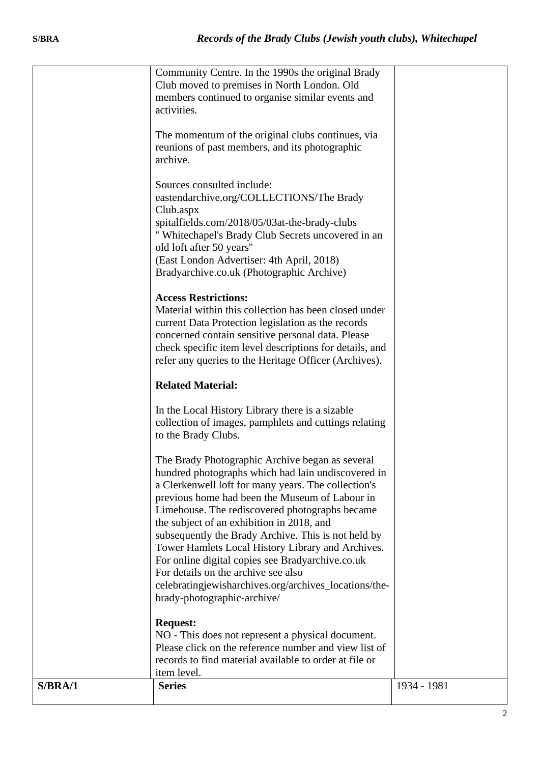| | | |
|---|---|---|
| | Community Centre. In the 1990s the original Brady Club moved to premises in North London. Old members continued to organise similar events and activities.<br><br>The momentum of the original clubs continues, via reunions of past members, and its photographic archive.<br><br>Sources consulted include:<br>eastendarchive.org/COLLECTIONS/The Brady Club.aspx<br>spitalfields.com/2018/05/03at-the-brady-clubs<br>" Whitechapel's Brady Club Secrets uncovered in an old loft after 50 years"<br>(East London Advertiser: 4th April, 2018)<br>Bradyarchive.co.uk (Photographic Archive)<br><br>**Access Restrictions:**<br>Material within this collection has been closed under current Data Protection legislation as the records concerned contain sensitive personal data. Please check specific item level descriptions for details, and refer any queries to the Heritage Officer (Archives).<br><br>**Related Material:**<br><br>In the Local History Library there is a sizable collection of images, pamphlets and cuttings relating to the Brady Clubs.<br><br>The Brady Photographic Archive began as several hundred photographs which had lain undiscovered in a Clerkenwell loft for many years. The collection's previous home had been the Museum of Labour in Limehouse. The rediscovered photographs became the subject of an exhibition in 2018, and subsequently the Brady Archive. This is not held by Tower Hamlets Local History Library and Archives. For online digital copies see Bradyarchive.co.uk<br>For details on the archive see also celebratingjewisharchives.org/archives_locations/the-brady-photographic-archive/<br><br>**Request:**<br>NO - This does not represent a physical document. Please click on the reference number and view list of records to find material available to order at file or item level. | |
| **S/BRA/1** | **Series** | 1934 - 1981 |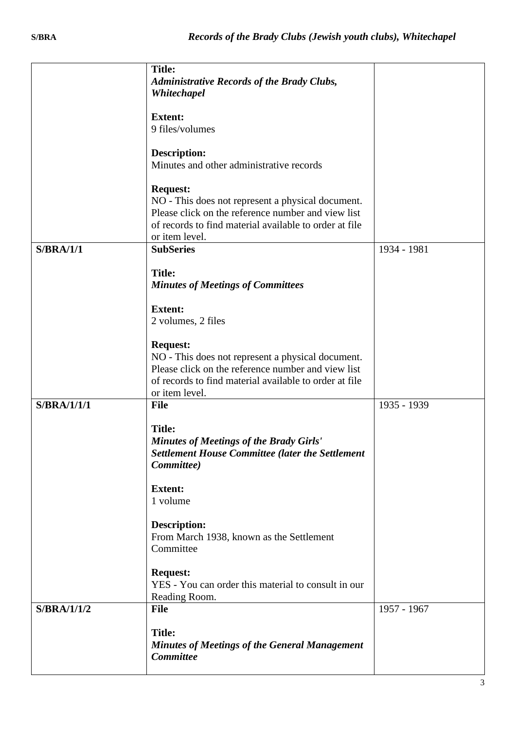| | | |
|---|---|---|
| | **Title:**<br>***Administrative Records of the Brady Clubs, Whitechapel***<br><br>**Extent:**<br>9 files/volumes<br><br>**Description:**<br>Minutes and other administrative records<br><br>**Request:**<br>NO - This does not represent a physical document. Please click on the reference number and view list of records to find material available to order at file or item level. | |
| **S/BRA/1/1** | **SubSeries**<br><br>**Title:**<br>***Minutes of Meetings of Committees***<br><br>**Extent:**<br>2 volumes, 2 files<br><br>**Request:**<br>NO - This does not represent a physical document. Please click on the reference number and view list of records to find material available to order at file or item level. | 1934 - 1981 |
| **S/BRA/1/1/1** | **File**<br><br>**Title:**<br>***Minutes of Meetings of the Brady Girls' Settlement House Committee (later the Settlement Committee)***<br><br>**Extent:**<br>1 volume<br><br>**Description:**<br>From March 1938, known as the Settlement Committee<br><br>**Request:**<br>YES - You can order this material to consult in our Reading Room. | 1935 - 1939 |
| **S/BRA/1/1/2** | **File**<br><br>**Title:**<br>***Minutes of Meetings of the General Management Committee*** | 1957 - 1967 |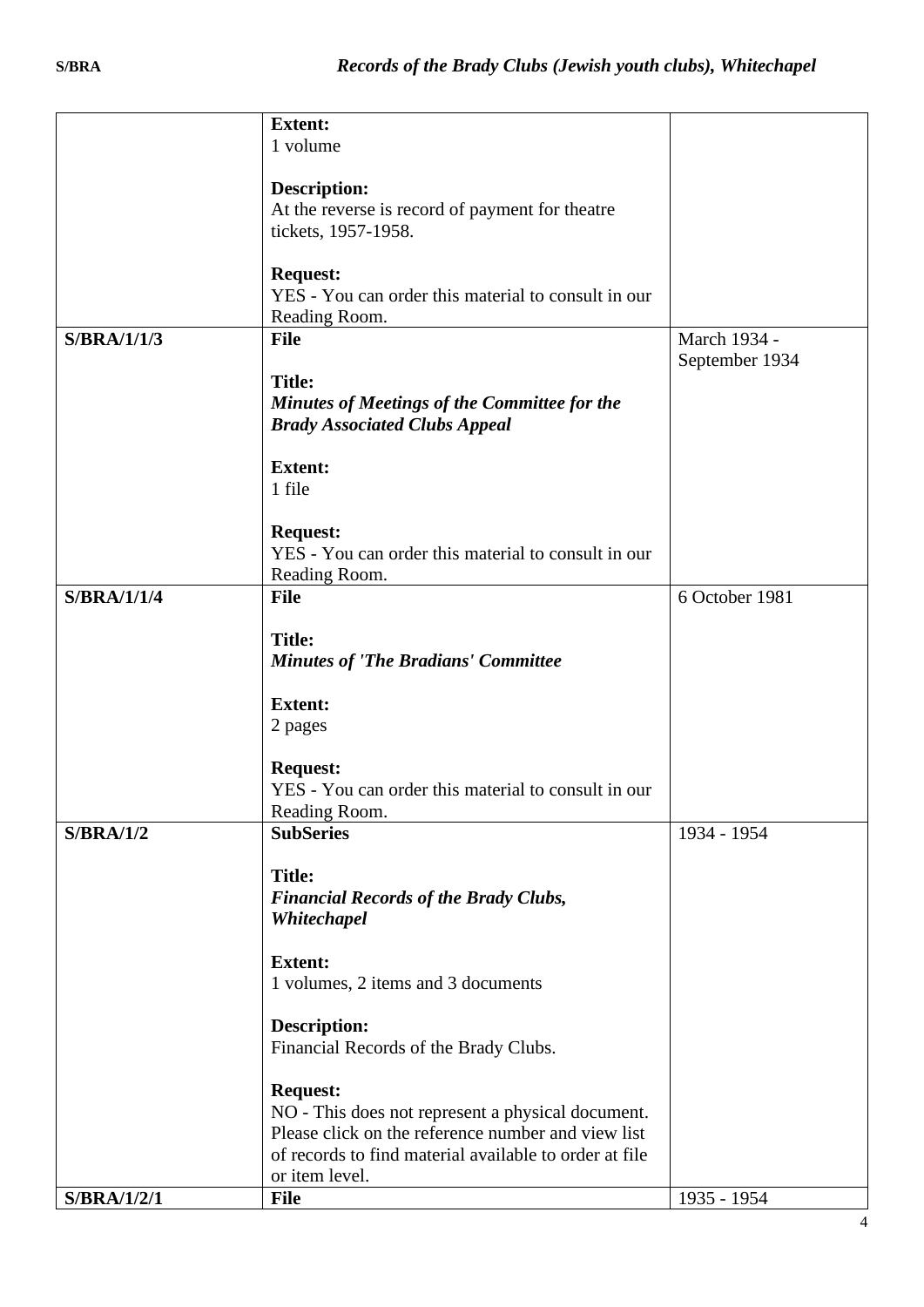| | | |
|---|---|---|
| | **Extent:**<br>1 volume<br><br>**Description:**<br>At the reverse is record of payment for theatre tickets, 1957-1958.<br><br>**Request:**<br>YES - You can order this material to consult in our Reading Room. | |
| **S/BRA/1/1/3** | **File**<br><br>**Title:**<br>***Minutes of Meetings of the Committee for the Brady Associated Clubs Appeal***<br><br>**Extent:**<br>1 file<br><br>**Request:**<br>YES - You can order this material to consult in our Reading Room. | March 1934 - September 1934 |
| **S/BRA/1/1/4** | **File**<br><br>**Title:**<br>***Minutes of 'The Bradians' Committee***<br><br>**Extent:**<br>2 pages<br><br>**Request:**<br>YES - You can order this material to consult in our Reading Room. | 6 October 1981 |
| **S/BRA/1/2** | **SubSeries**<br><br>**Title:**<br>***Financial Records of the Brady Clubs, Whitechapel***<br><br>**Extent:**<br>1 volumes, 2 items and 3 documents<br><br>**Description:**<br>Financial Records of the Brady Clubs.<br><br>**Request:**<br>NO - This does not represent a physical document. Please click on the reference number and view list of records to find material available to order at file or item level. | 1934 - 1954 |
| **S/BRA/1/2/1** | **File** | 1935 - 1954 |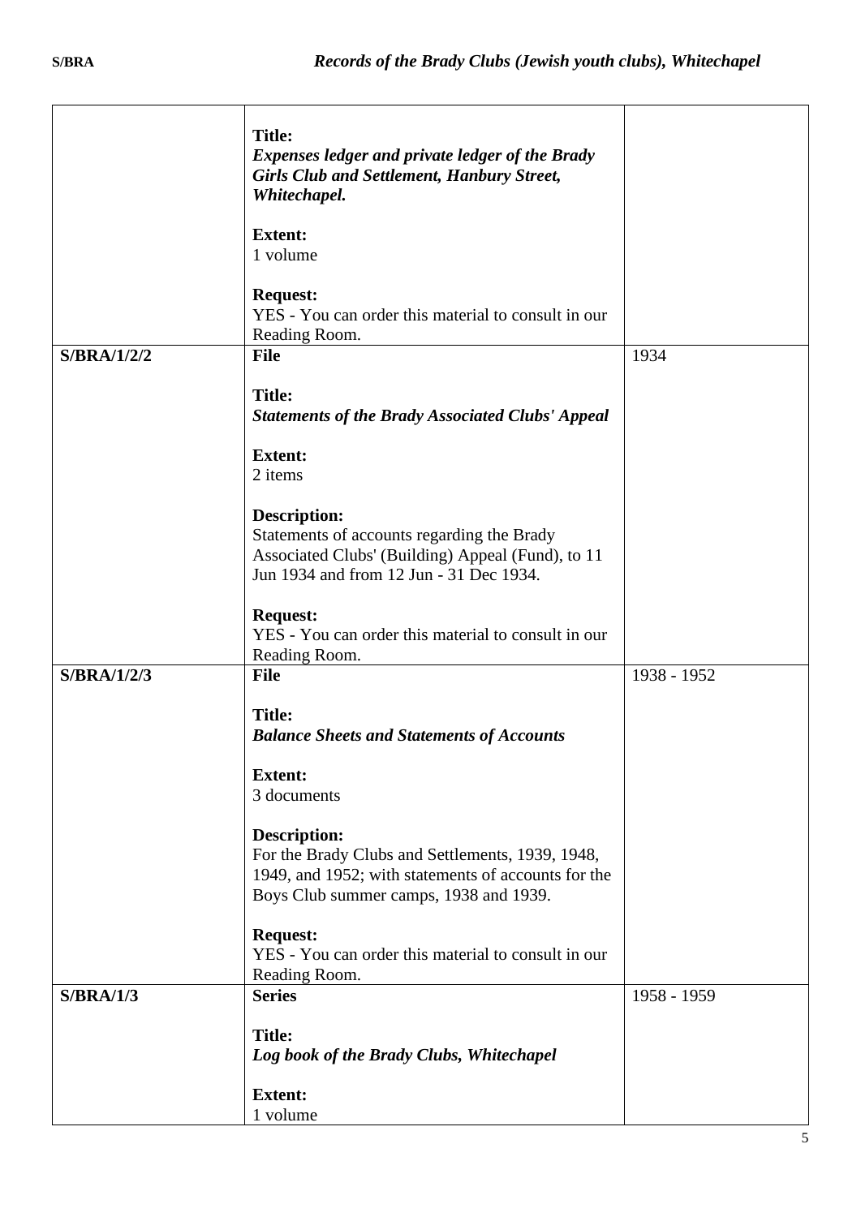| | | |
|---|---|---|
| | **Title:**<br>***Expenses ledger and private ledger of the Brady Girls Club and Settlement, Hanbury Street, Whitechapel.***<br><br>**Extent:**<br>1 volume<br><br>**Request:**<br>YES - You can order this material to consult in our Reading Room. | |
| **S/BRA/1/2/2** | **File**<br><br>**Title:**<br>***Statements of the Brady Associated Clubs' Appeal***<br><br>**Extent:**<br>2 items<br><br>**Description:**<br>Statements of accounts regarding the Brady Associated Clubs' (Building) Appeal (Fund), to 11 Jun 1934 and from 12 Jun - 31 Dec 1934.<br><br>**Request:**<br>YES - You can order this material to consult in our Reading Room. | 1934 |
| **S/BRA/1/2/3** | **File**<br><br>**Title:**<br>***Balance Sheets and Statements of Accounts***<br><br>**Extent:**<br>3 documents<br><br>**Description:**<br>For the Brady Clubs and Settlements, 1939, 1948, 1949, and 1952; with statements of accounts for the Boys Club summer camps, 1938 and 1939.<br><br>**Request:**<br>YES - You can order this material to consult in our Reading Room. | 1938 - 1952 |
| **S/BRA/1/3** | **Series**<br><br>**Title:**<br>***Log book of the Brady Clubs, Whitechapel***<br><br>**Extent:**<br>1 volume | 1958 - 1959 |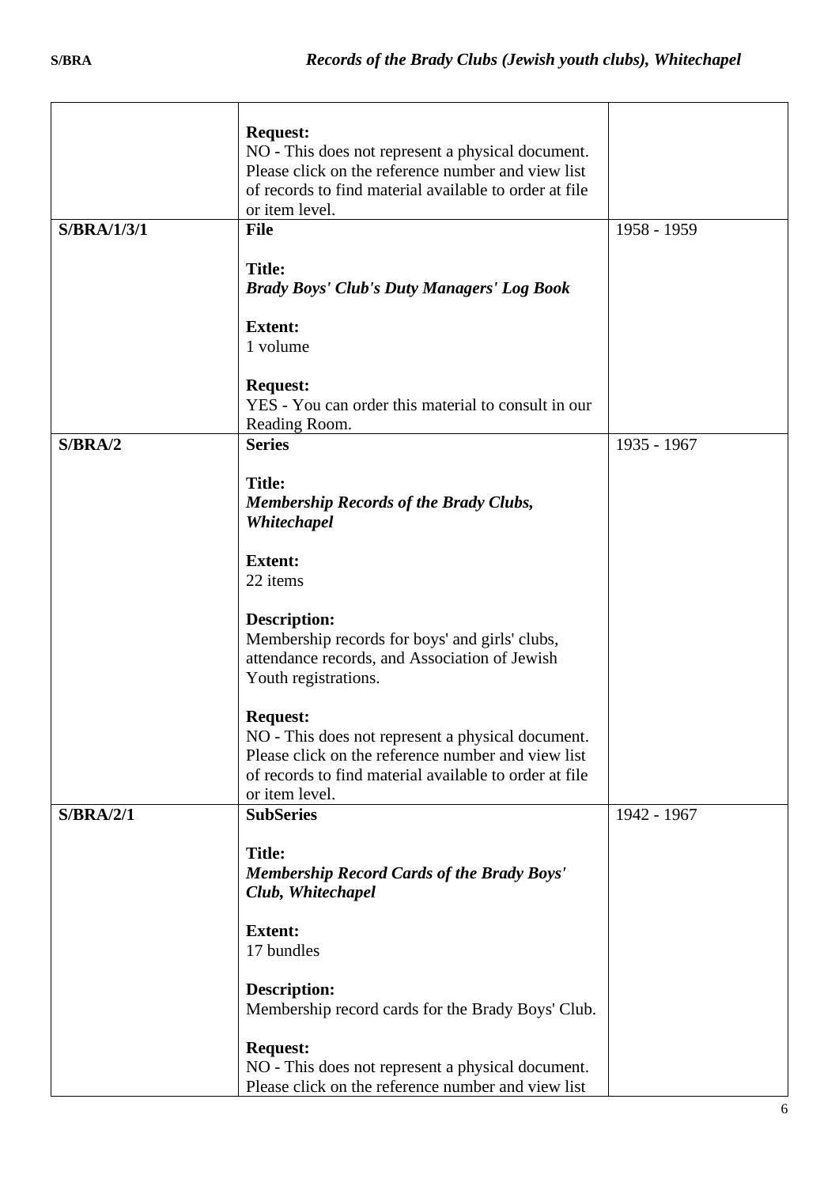| | | |
|---|---|---|
| | **Request:**<br>NO - This does not represent a physical document. Please click on the reference number and view list of records to find material available to order at file or item level. | |
| **S/BRA/1/3/1** | **File**<br><br>**Title:**<br>***Brady Boys' Club's Duty Managers' Log Book***<br><br>**Extent:**<br>1 volume<br><br>**Request:**<br>YES - You can order this material to consult in our Reading Room. | 1958 - 1959 |
| **S/BRA/2** | **Series**<br><br>**Title:**<br>***Membership Records of the Brady Clubs, Whitechapel***<br><br>**Extent:**<br>22 items<br><br>**Description:**<br>Membership records for boys' and girls' clubs, attendance records, and Association of Jewish Youth registrations.<br><br>**Request:**<br>NO - This does not represent a physical document. Please click on the reference number and view list of records to find material available to order at file or item level. | 1935 - 1967 |
| **S/BRA/2/1** | **SubSeries**<br><br>**Title:**<br>***Membership Record Cards of the Brady Boys' Club, Whitechapel***<br><br>**Extent:**<br>17 bundles<br><br>**Description:**<br>Membership record cards for the Brady Boys' Club.<br><br>**Request:**<br>NO - This does not represent a physical document. Please click on the reference number and view list | 1942 - 1967 |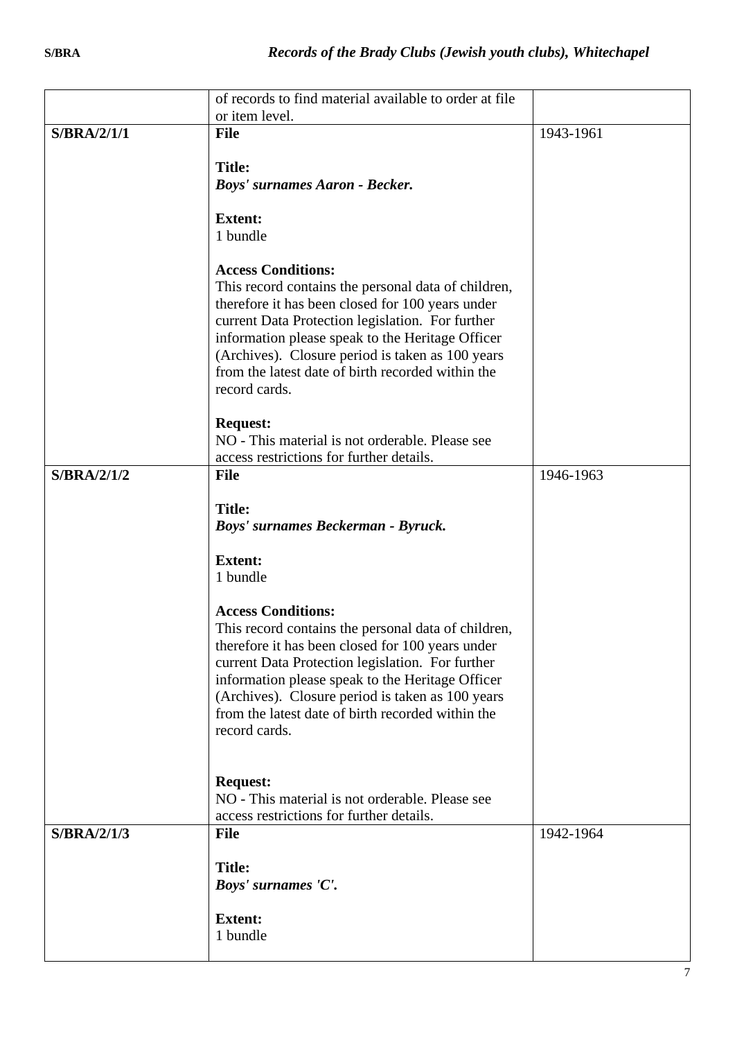| | | |
|---|---|---|
| | of records to find material available to order at file or item level. | |
| **S/BRA/2/1/1** | **File**<br><br>**Title:**<br>***Boys' surnames Aaron - Becker.***<br><br>**Extent:**<br>1 bundle<br><br>**Access Conditions:**<br>This record contains the personal data of children, therefore it has been closed for 100 years under current Data Protection legislation. For further information please speak to the Heritage Officer (Archives). Closure period is taken as 100 years from the latest date of birth recorded within the record cards.<br><br>**Request:**<br>NO - This material is not orderable. Please see access restrictions for further details. | 1943-1961 |
| **S/BRA/2/1/2** | **File**<br><br>**Title:**<br>***Boys' surnames Beckerman - Byruck.***<br><br>**Extent:**<br>1 bundle<br><br>**Access Conditions:**<br>This record contains the personal data of children, therefore it has been closed for 100 years under current Data Protection legislation. For further information please speak to the Heritage Officer (Archives). Closure period is taken as 100 years from the latest date of birth recorded within the record cards.<br><br>**Request:**<br>NO - This material is not orderable. Please see access restrictions for further details. | 1946-1963 |
| **S/BRA/2/1/3** | **File**<br><br>**Title:**<br>***Boys' surnames 'C'.***<br><br>**Extent:**<br>1 bundle | 1942-1964 |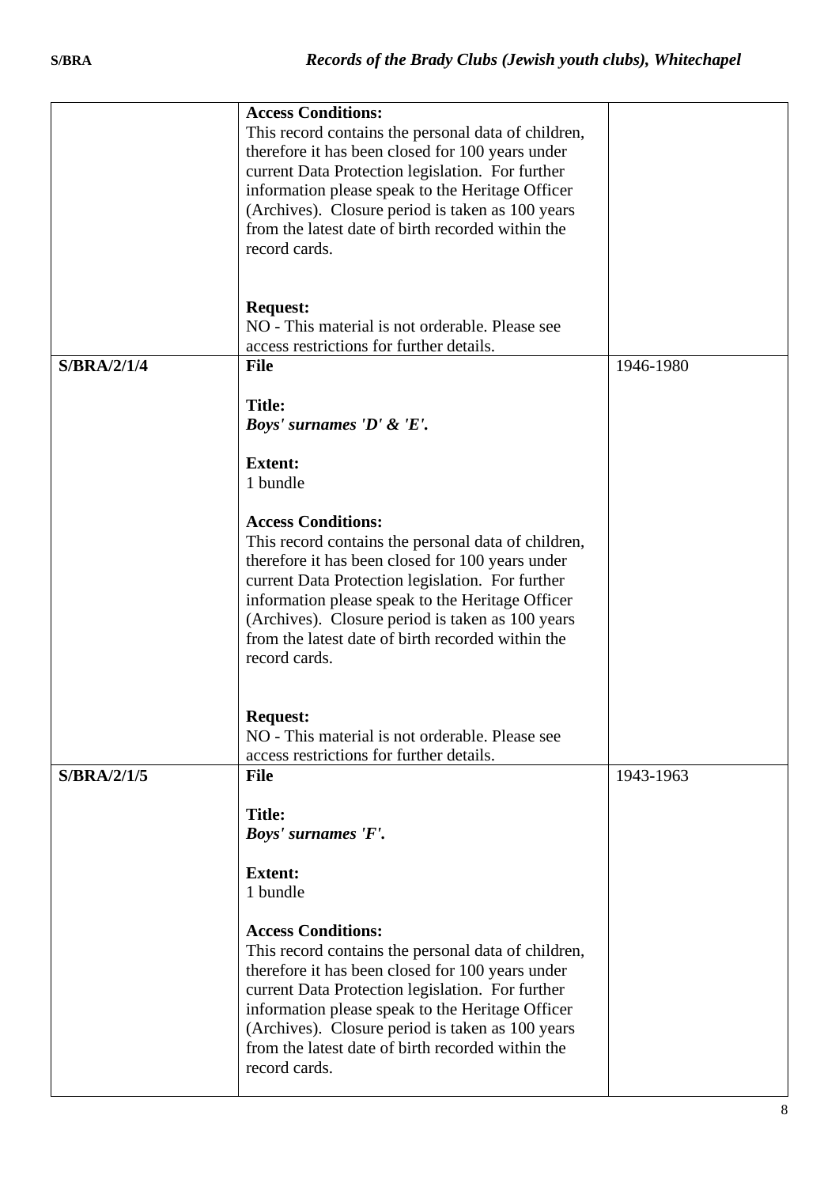| | | |
|---|---|---|
| | **Access Conditions:**<br>This record contains the personal data of children, therefore it has been closed for 100 years under current Data Protection legislation. For further information please speak to the Heritage Officer (Archives). Closure period is taken as 100 years from the latest date of birth recorded within the record cards.<br><br>**Request:**<br>NO - This material is not orderable. Please see access restrictions for further details. | |
| **S/BRA/2/1/4** | **File**<br><br>**Title:**<br>***Boys' surnames 'D' & 'E'.***<br><br>**Extent:**<br>1 bundle<br><br>**Access Conditions:**<br>This record contains the personal data of children, therefore it has been closed for 100 years under current Data Protection legislation. For further information please speak to the Heritage Officer (Archives). Closure period is taken as 100 years from the latest date of birth recorded within the record cards.<br><br>**Request:**<br>NO - This material is not orderable. Please see access restrictions for further details. | 1946-1980 |
| **S/BRA/2/1/5** | **File**<br><br>**Title:**<br>***Boys' surnames 'F'.***<br><br>**Extent:**<br>1 bundle<br><br>**Access Conditions:**<br>This record contains the personal data of children, therefore it has been closed for 100 years under current Data Protection legislation. For further information please speak to the Heritage Officer (Archives). Closure period is taken as 100 years from the latest date of birth recorded within the record cards. | 1943-1963 |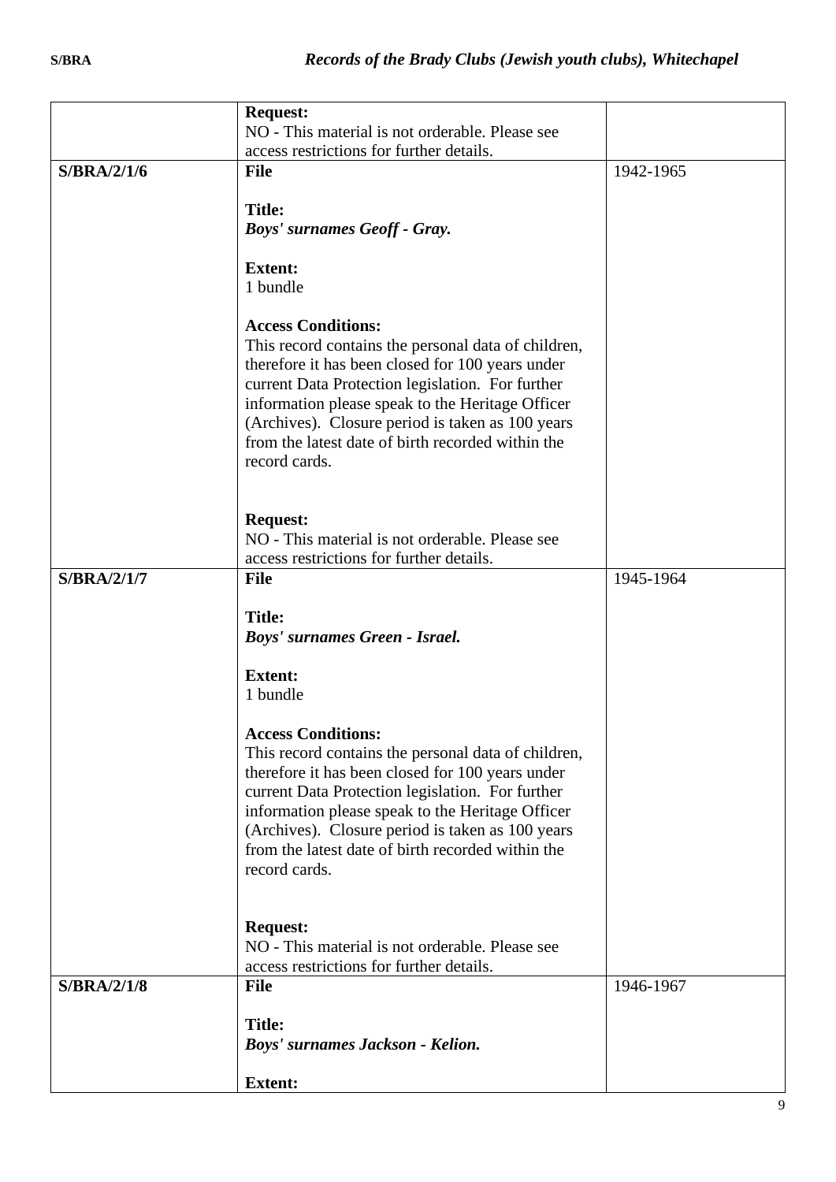| | | |
|---|---|---|
| | **Request:**<br>NO - This material is not orderable. Please see access restrictions for further details. | |
| **S/BRA/2/1/6** | **File**<br><br>**Title:**<br>***Boys' surnames Geoff - Gray.***<br><br>**Extent:**<br>1 bundle<br><br>**Access Conditions:**<br>This record contains the personal data of children, therefore it has been closed for 100 years under current Data Protection legislation. For further information please speak to the Heritage Officer (Archives). Closure period is taken as 100 years from the latest date of birth recorded within the record cards.<br><br>**Request:**<br>NO - This material is not orderable. Please see access restrictions for further details. | 1942-1965 |
| **S/BRA/2/1/7** | **File**<br><br>**Title:**<br>***Boys' surnames Green - Israel.***<br><br>**Extent:**<br>1 bundle<br><br>**Access Conditions:**<br>This record contains the personal data of children, therefore it has been closed for 100 years under current Data Protection legislation. For further information please speak to the Heritage Officer (Archives). Closure period is taken as 100 years from the latest date of birth recorded within the record cards.<br><br>**Request:**<br>NO - This material is not orderable. Please see access restrictions for further details. | 1945-1964 |
| **S/BRA/2/1/8** | **File**<br><br>**Title:**<br>***Boys' surnames Jackson - Kelion.***<br><br>**Extent:** | 1946-1967 |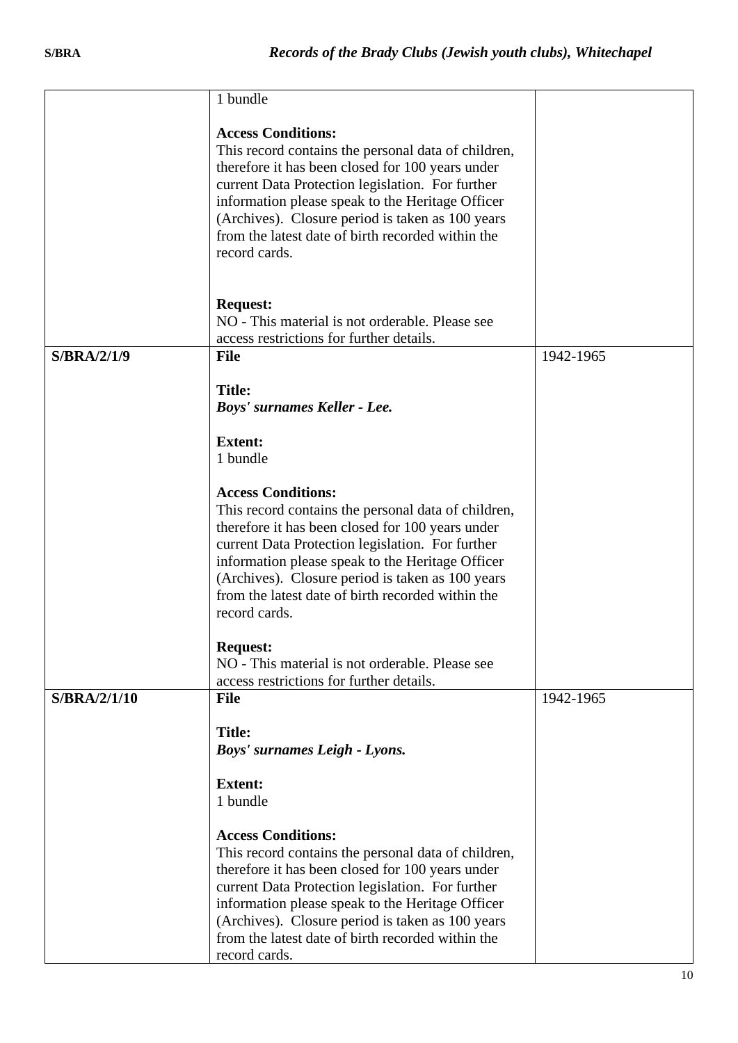| | | |
|---|---|---|
| | 1 bundle<br><br>**Access Conditions:**<br>This record contains the personal data of children, therefore it has been closed for 100 years under current Data Protection legislation. For further information please speak to the Heritage Officer (Archives). Closure period is taken as 100 years from the latest date of birth recorded within the record cards.<br><br>**Request:**<br>NO - This material is not orderable. Please see access restrictions for further details. | |
| **S/BRA/2/1/9** | **File**<br><br>**Title:**<br>***Boys' surnames Keller - Lee.***<br><br>**Extent:**<br>1 bundle<br><br>**Access Conditions:**<br>This record contains the personal data of children, therefore it has been closed for 100 years under current Data Protection legislation. For further information please speak to the Heritage Officer (Archives). Closure period is taken as 100 years from the latest date of birth recorded within the record cards.<br><br>**Request:**<br>NO - This material is not orderable. Please see access restrictions for further details. | 1942-1965 |
| **S/BRA/2/1/10** | **File**<br><br>**Title:**<br>***Boys' surnames Leigh - Lyons.***<br><br>**Extent:**<br>1 bundle<br><br>**Access Conditions:**<br>This record contains the personal data of children, therefore it has been closed for 100 years under current Data Protection legislation. For further information please speak to the Heritage Officer (Archives). Closure period is taken as 100 years from the latest date of birth recorded within the record cards. | 1942-1965 |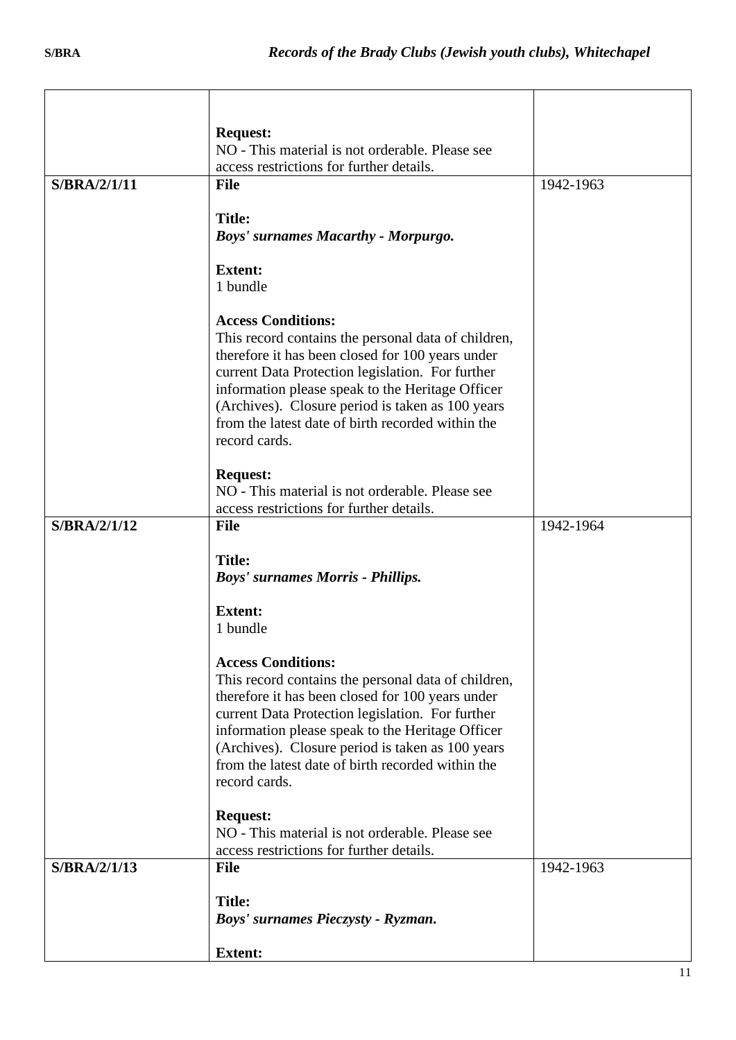| | | |
|---|---|---|
| | **Request:**<br>NO - This material is not orderable. Please see access restrictions for further details. | |
| **S/BRA/2/1/11** | **File**<br><br>**Title:**<br>***Boys' surnames Macarthy - Morpurgo.***<br><br>**Extent:**<br>1 bundle<br><br>**Access Conditions:**<br>This record contains the personal data of children, therefore it has been closed for 100 years under current Data Protection legislation. For further information please speak to the Heritage Officer (Archives). Closure period is taken as 100 years from the latest date of birth recorded within the record cards.<br><br>**Request:**<br>NO - This material is not orderable. Please see access restrictions for further details. | 1942-1963 |
| **S/BRA/2/1/12** | **File**<br><br>**Title:**<br>***Boys' surnames Morris - Phillips.***<br><br>**Extent:**<br>1 bundle<br><br>**Access Conditions:**<br>This record contains the personal data of children, therefore it has been closed for 100 years under current Data Protection legislation. For further information please speak to the Heritage Officer (Archives). Closure period is taken as 100 years from the latest date of birth recorded within the record cards.<br><br>**Request:**<br>NO - This material is not orderable. Please see access restrictions for further details. | 1942-1964 |
| **S/BRA/2/1/13** | **File**<br><br>**Title:**<br>***Boys' surnames Pieczysty - Ryzman.***<br><br>**Extent:** | 1942-1963 |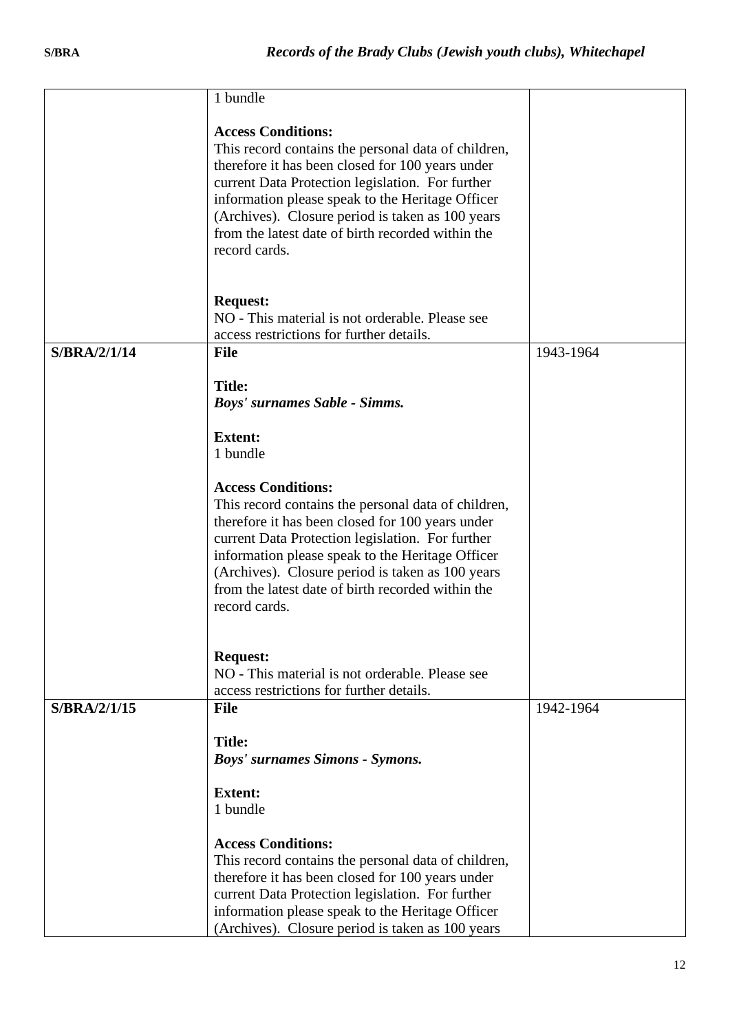| | | |
|---|---|---|
| | 1 bundle<br><br>**Access Conditions:**<br>This record contains the personal data of children, therefore it has been closed for 100 years under current Data Protection legislation. For further information please speak to the Heritage Officer (Archives). Closure period is taken as 100 years from the latest date of birth recorded within the record cards.<br><br>**Request:**<br>NO - This material is not orderable. Please see access restrictions for further details. | |
| **S/BRA/2/1/14** | **File**<br><br>**Title:**<br>***Boys' surnames Sable - Simms.***<br><br>**Extent:**<br>1 bundle<br><br>**Access Conditions:**<br>This record contains the personal data of children, therefore it has been closed for 100 years under current Data Protection legislation. For further information please speak to the Heritage Officer (Archives). Closure period is taken as 100 years from the latest date of birth recorded within the record cards.<br><br>**Request:**<br>NO - This material is not orderable. Please see access restrictions for further details. | 1943-1964 |
| **S/BRA/2/1/15** | **File**<br><br>**Title:**<br>***Boys' surnames Simons - Symons.***<br><br>**Extent:**<br>1 bundle<br><br>**Access Conditions:**<br>This record contains the personal data of children, therefore it has been closed for 100 years under current Data Protection legislation. For further information please speak to the Heritage Officer (Archives). Closure period is taken as 100 years | 1942-1964 |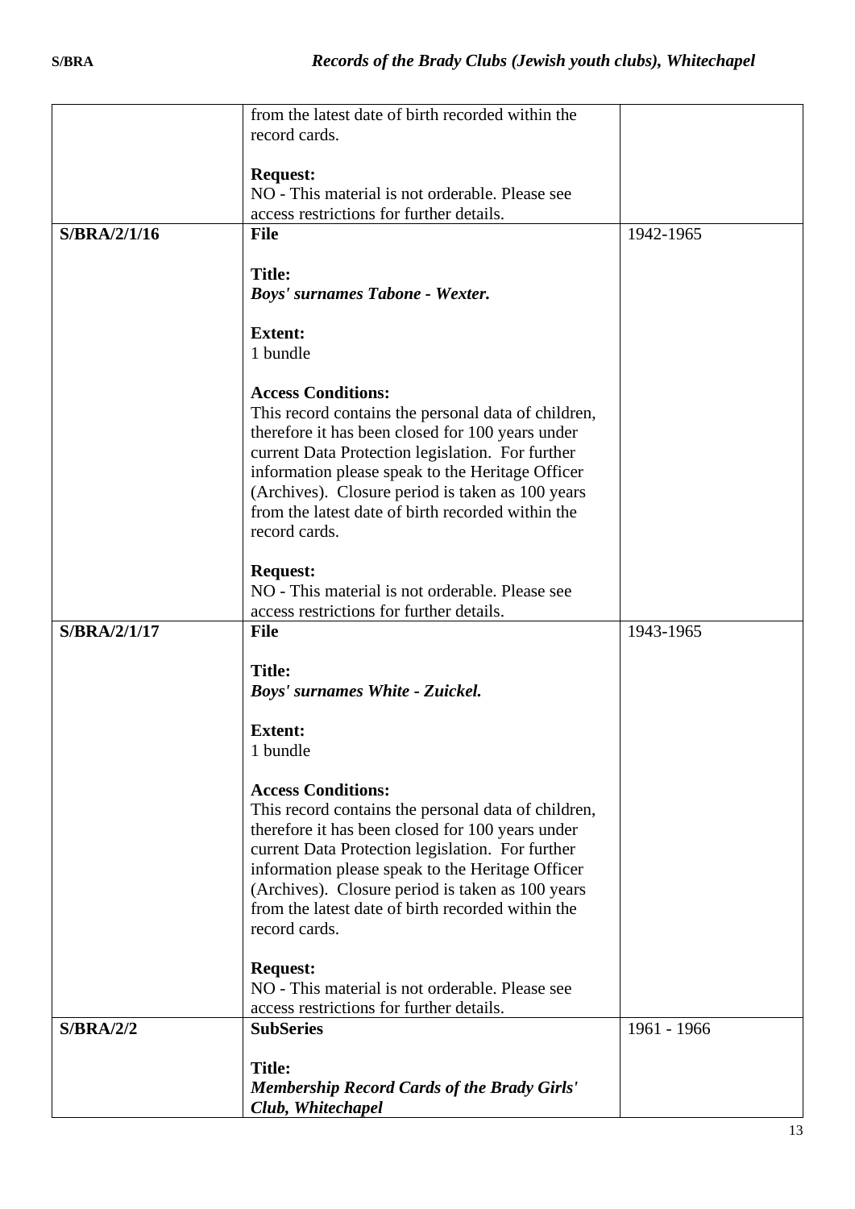| | | |
|---|---|---|
| | from the latest date of birth recorded within the record cards.<br><br>**Request:**<br>NO - This material is not orderable. Please see access restrictions for further details. | |
| **S/BRA/2/1/16** | **File**<br><br>**Title:**<br>***Boys' surnames Tabone - Wexter.***<br><br>**Extent:**<br>1 bundle<br><br>**Access Conditions:**<br>This record contains the personal data of children, therefore it has been closed for 100 years under current Data Protection legislation. For further information please speak to the Heritage Officer (Archives). Closure period is taken as 100 years from the latest date of birth recorded within the record cards.<br><br>**Request:**<br>NO - This material is not orderable. Please see access restrictions for further details. | 1942-1965 |
| **S/BRA/2/1/17** | **File**<br><br>**Title:**<br>***Boys' surnames White - Zuickel.***<br><br>**Extent:**<br>1 bundle<br><br>**Access Conditions:**<br>This record contains the personal data of children, therefore it has been closed for 100 years under current Data Protection legislation. For further information please speak to the Heritage Officer (Archives). Closure period is taken as 100 years from the latest date of birth recorded within the record cards.<br><br>**Request:**<br>NO - This material is not orderable. Please see access restrictions for further details. | 1943-1965 |
| **S/BRA/2/2** | **SubSeries**<br><br>**Title:**<br>***Membership Record Cards of the Brady Girls' Club, Whitechapel*** | 1961 - 1966 |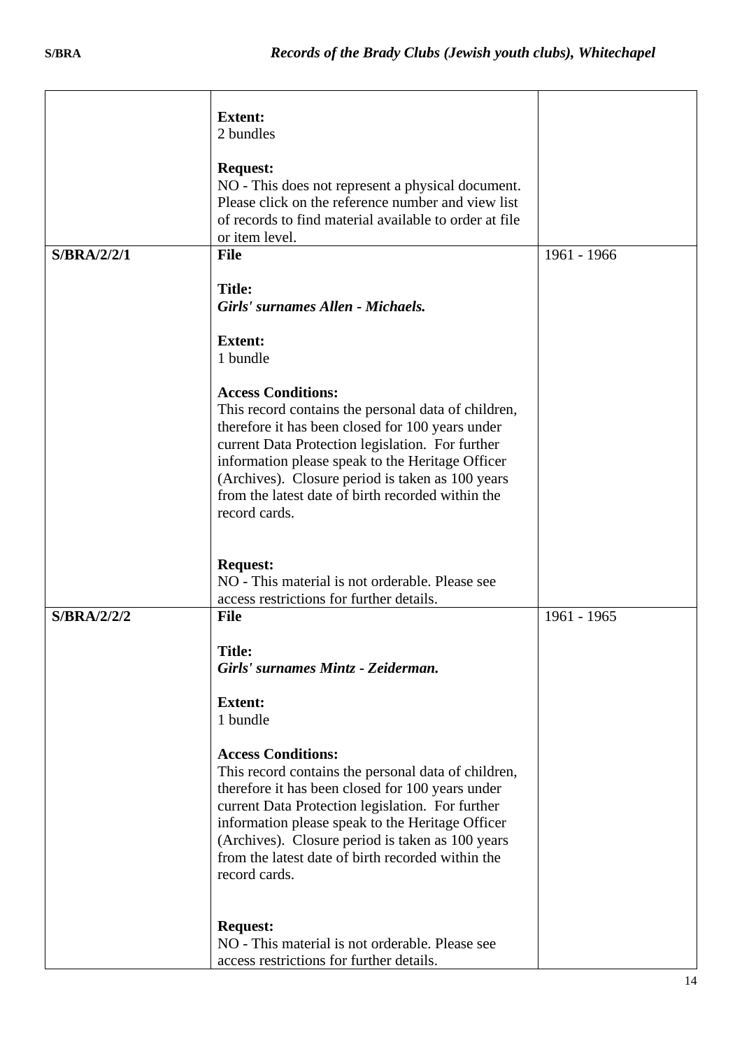| | | |
|---|---|---|
| | **Extent:**<br>2 bundles<br><br>**Request:**<br>NO - This does not represent a physical document. Please click on the reference number and view list of records to find material available to order at file or item level. | |
| **S/BRA/2/2/1** | **File**<br><br>**Title:**<br>***Girls' surnames Allen - Michaels.***<br><br>**Extent:**<br>1 bundle<br><br>**Access Conditions:**<br>This record contains the personal data of children, therefore it has been closed for 100 years under current Data Protection legislation. For further information please speak to the Heritage Officer (Archives). Closure period is taken as 100 years from the latest date of birth recorded within the record cards.<br><br>**Request:**<br>NO - This material is not orderable. Please see access restrictions for further details. | 1961 - 1966 |
| **S/BRA/2/2/2** | **File**<br><br>**Title:**<br>***Girls' surnames Mintz - Zeiderman.***<br><br>**Extent:**<br>1 bundle<br><br>**Access Conditions:**<br>This record contains the personal data of children, therefore it has been closed for 100 years under current Data Protection legislation. For further information please speak to the Heritage Officer (Archives). Closure period is taken as 100 years from the latest date of birth recorded within the record cards.<br><br>**Request:**<br>NO - This material is not orderable. Please see access restrictions for further details. | 1961 - 1965 |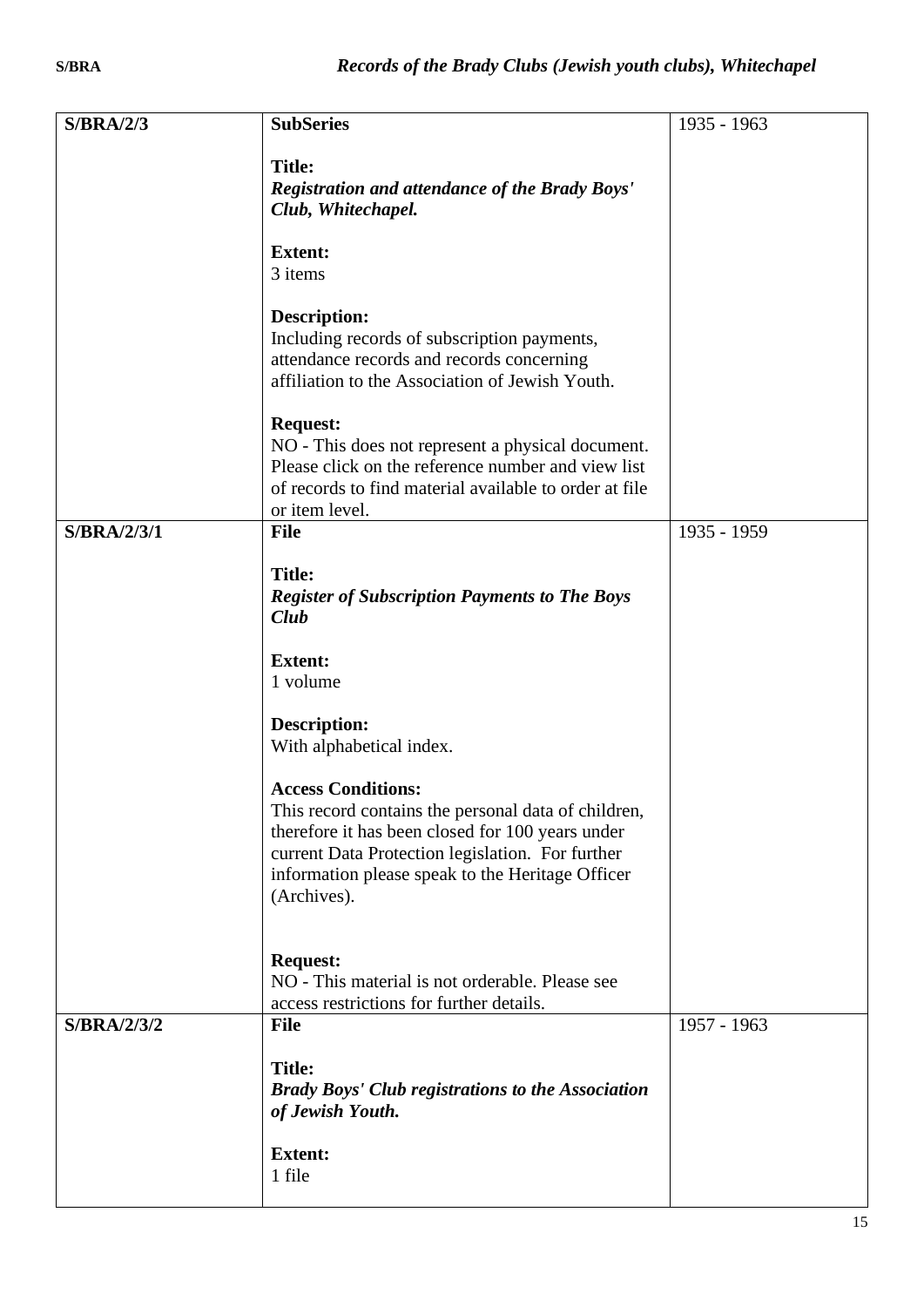| | | |
|---|---|---|
| **S/BRA/2/3** | **SubSeries**<br><br>**Title:**<br>***Registration and attendance of the Brady Boys' Club, Whitechapel.***<br><br>**Extent:**<br>3 items<br><br>**Description:**<br>Including records of subscription payments, attendance records and records concerning affiliation to the Association of Jewish Youth.<br><br>**Request:**<br>NO - This does not represent a physical document. Please click on the reference number and view list of records to find material available to order at file or item level. | 1935 - 1963 |
| **S/BRA/2/3/1** | **File**<br><br>**Title:**<br>***Register of Subscription Payments to The Boys Club***<br><br>**Extent:**<br>1 volume<br><br>**Description:**<br>With alphabetical index.<br><br>**Access Conditions:**<br>This record contains the personal data of children, therefore it has been closed for 100 years under current Data Protection legislation. For further information please speak to the Heritage Officer (Archives).<br><br>**Request:**<br>NO - This material is not orderable. Please see access restrictions for further details. | 1935 - 1959 |
| **S/BRA/2/3/2** | **File**<br><br>**Title:**<br>***Brady Boys' Club registrations to the Association of Jewish Youth.***<br><br>**Extent:**<br>1 file | 1957 - 1963 |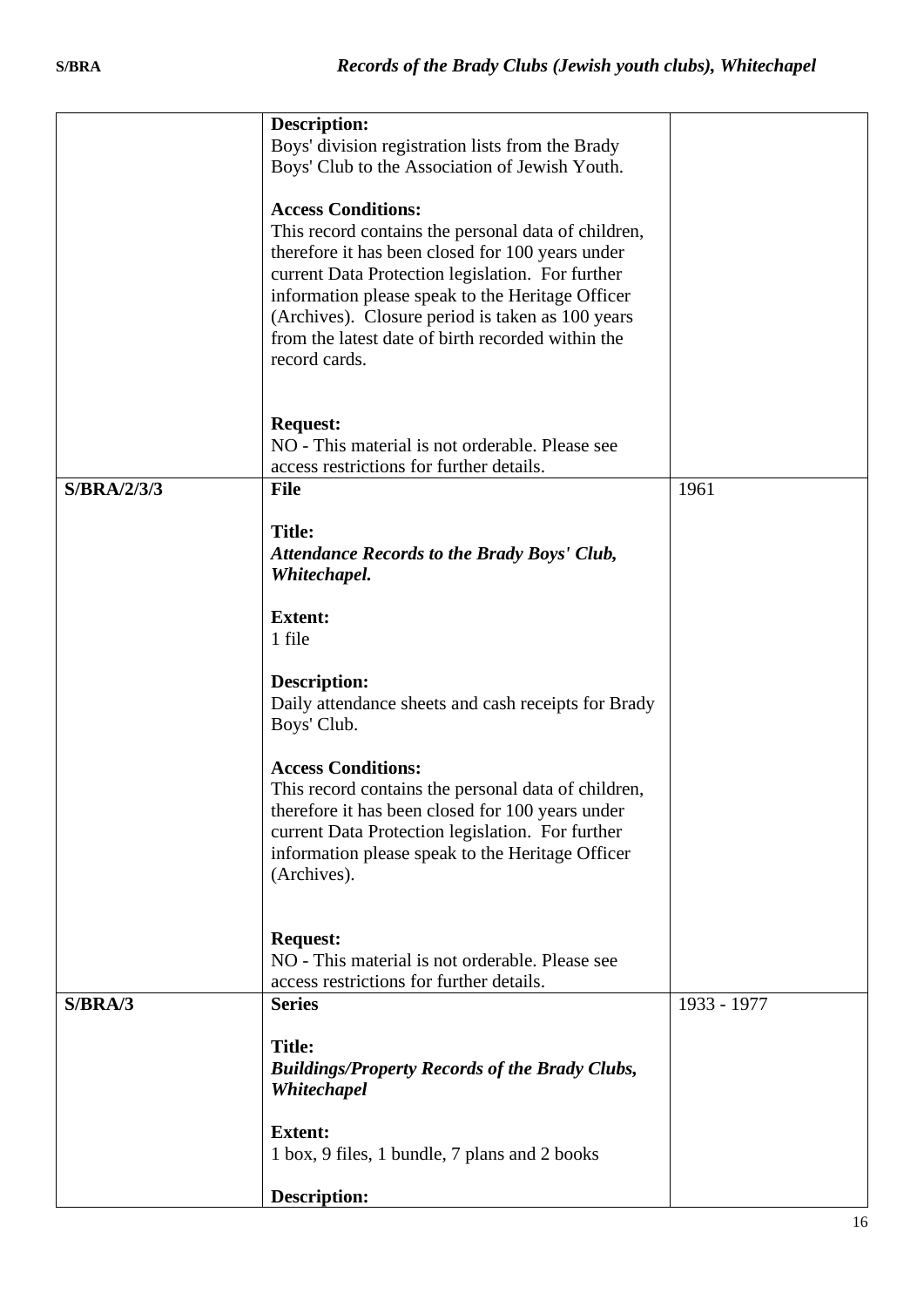| | | |
|---|---|---|
| | **Description:**<br>Boys' division registration lists from the Brady Boys' Club to the Association of Jewish Youth.<br><br>**Access Conditions:**<br>This record contains the personal data of children, therefore it has been closed for 100 years under current Data Protection legislation. For further information please speak to the Heritage Officer (Archives). Closure period is taken as 100 years from the latest date of birth recorded within the record cards.<br><br>**Request:**<br>NO - This material is not orderable. Please see access restrictions for further details. | |
| **S/BRA/2/3/3** | **File**<br><br>**Title:**<br>***Attendance Records to the Brady Boys' Club, Whitechapel.***<br><br>**Extent:**<br>1 file<br><br>**Description:**<br>Daily attendance sheets and cash receipts for Brady Boys' Club.<br><br>**Access Conditions:**<br>This record contains the personal data of children, therefore it has been closed for 100 years under current Data Protection legislation. For further information please speak to the Heritage Officer (Archives).<br><br>**Request:**<br>NO - This material is not orderable. Please see access restrictions for further details. | 1961 |
| **S/BRA/3** | **Series**<br><br>**Title:**<br>***Buildings/Property Records of the Brady Clubs, Whitechapel***<br><br>**Extent:**<br>1 box, 9 files, 1 bundle, 7 plans and 2 books<br><br>**Description:** | 1933 - 1977 |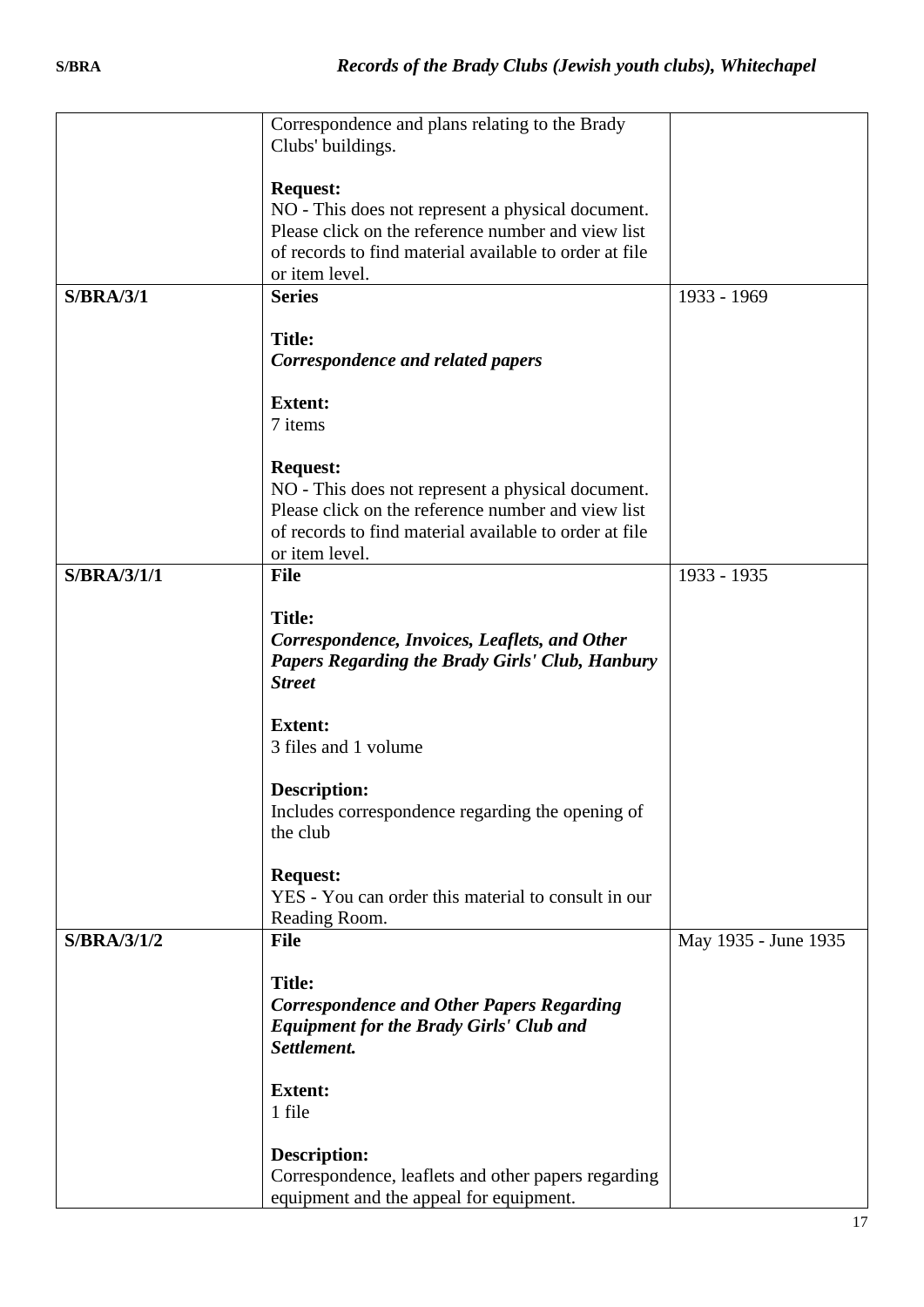| | | |
|---|---|---|
| | Correspondence and plans relating to the Brady Clubs' buildings.<br><br>**Request:**<br>NO - This does not represent a physical document. Please click on the reference number and view list of records to find material available to order at file or item level. | |
| **S/BRA/3/1** | **Series**<br><br>**Title:**<br>***Correspondence and related papers***<br><br>**Extent:**<br>7 items<br><br>**Request:**<br>NO - This does not represent a physical document. Please click on the reference number and view list of records to find material available to order at file or item level. | 1933 - 1969 |
| **S/BRA/3/1/1** | **File**<br><br>**Title:**<br>***Correspondence, Invoices, Leaflets, and Other Papers Regarding the Brady Girls' Club, Hanbury Street***<br><br>**Extent:**<br>3 files and 1 volume<br><br>**Description:**<br>Includes correspondence regarding the opening of the club<br><br>**Request:**<br>YES - You can order this material to consult in our Reading Room. | 1933 - 1935 |
| **S/BRA/3/1/2** | **File**<br><br>**Title:**<br>***Correspondence and Other Papers Regarding Equipment for the Brady Girls' Club and Settlement.***<br><br>**Extent:**<br>1 file<br><br>**Description:**<br>Correspondence, leaflets and other papers regarding equipment and the appeal for equipment. | May 1935 - June 1935 |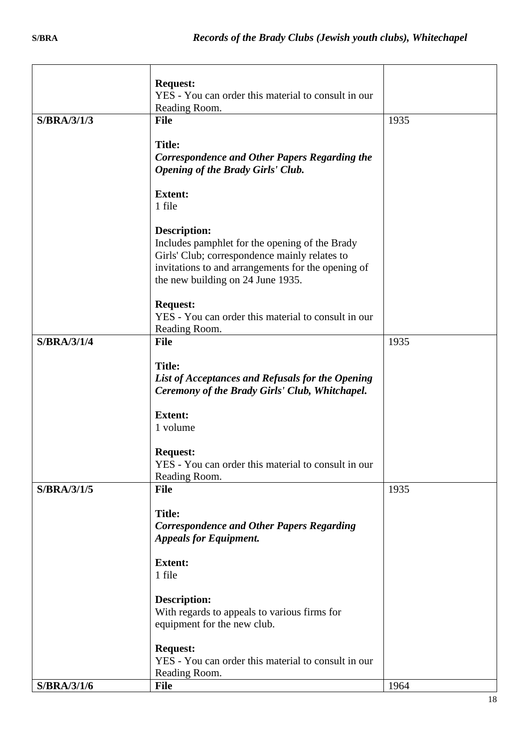| | | |
|---|---|---|
| | **Request:**<br>YES - You can order this material to consult in our Reading Room. | |
| **S/BRA/3/1/3** | **File**<br><br>**Title:**<br>***Correspondence and Other Papers Regarding the Opening of the Brady Girls' Club.***<br><br>**Extent:**<br>1 file<br><br>**Description:**<br>Includes pamphlet for the opening of the Brady Girls' Club; correspondence mainly relates to invitations to and arrangements for the opening of the new building on 24 June 1935.<br><br>**Request:**<br>YES - You can order this material to consult in our Reading Room. | 1935 |
| **S/BRA/3/1/4** | **File**<br><br>**Title:**<br>***List of Acceptances and Refusals for the Opening Ceremony of the Brady Girls' Club, Whitchapel.***<br><br>**Extent:**<br>1 volume<br><br>**Request:**<br>YES - You can order this material to consult in our Reading Room. | 1935 |
| **S/BRA/3/1/5** | **File**<br><br>**Title:**<br>***Correspondence and Other Papers Regarding Appeals for Equipment.***<br><br>**Extent:**<br>1 file<br><br>**Description:**<br>With regards to appeals to various firms for equipment for the new club.<br><br>**Request:**<br>YES - You can order this material to consult in our Reading Room. | 1935 |
| **S/BRA/3/1/6** | **File** | 1964 |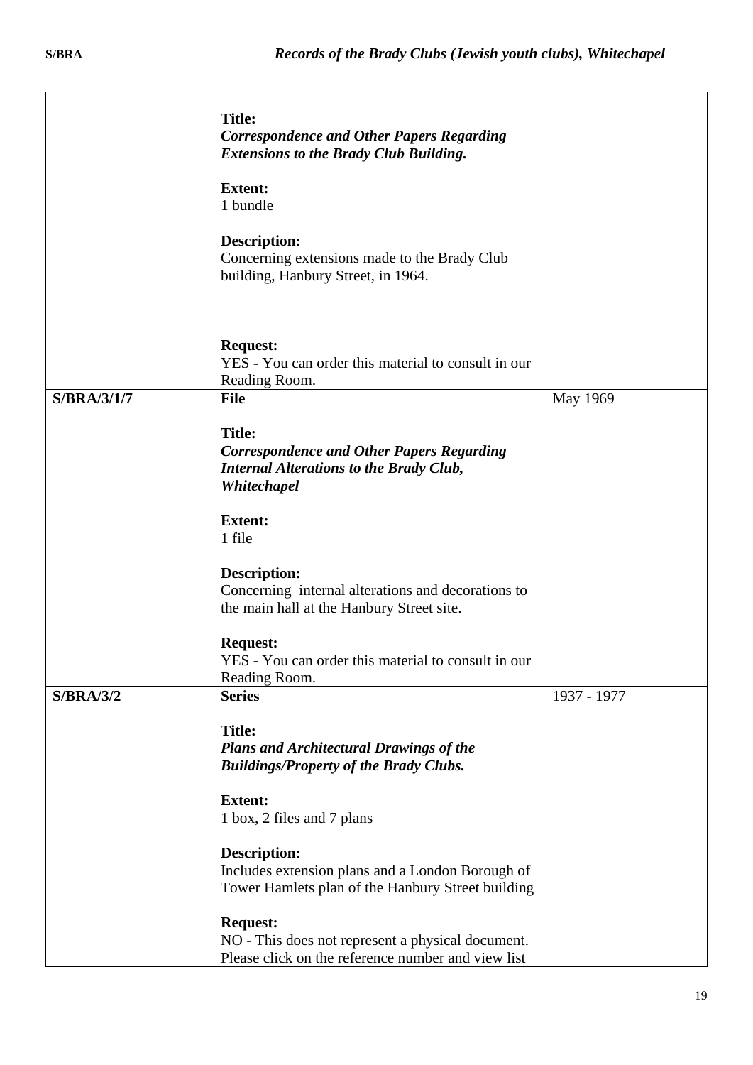| | | |
|---|---|---|
| | **Title:**<br>***Correspondence and Other Papers Regarding Extensions to the Brady Club Building.***<br><br>**Extent:**<br>1 bundle<br><br>**Description:**<br>Concerning extensions made to the Brady Club building, Hanbury Street, in 1964.<br><br>**Request:**<br>YES - You can order this material to consult in our Reading Room. | |
| **S/BRA/3/1/7** | **File**<br><br>**Title:**<br>***Correspondence and Other Papers Regarding Internal Alterations to the Brady Club, Whitechapel***<br><br>**Extent:**<br>1 file<br><br>**Description:**<br>Concerning internal alterations and decorations to the main hall at the Hanbury Street site.<br><br>**Request:**<br>YES - You can order this material to consult in our Reading Room. | May 1969 |
| **S/BRA/3/2** | **Series**<br><br>**Title:**<br>***Plans and Architectural Drawings of the Buildings/Property of the Brady Clubs.***<br><br>**Extent:**<br>1 box, 2 files and 7 plans<br><br>**Description:**<br>Includes extension plans and a London Borough of Tower Hamlets plan of the Hanbury Street building<br><br>**Request:**<br>NO - This does not represent a physical document. Please click on the reference number and view list | 1937 - 1977 |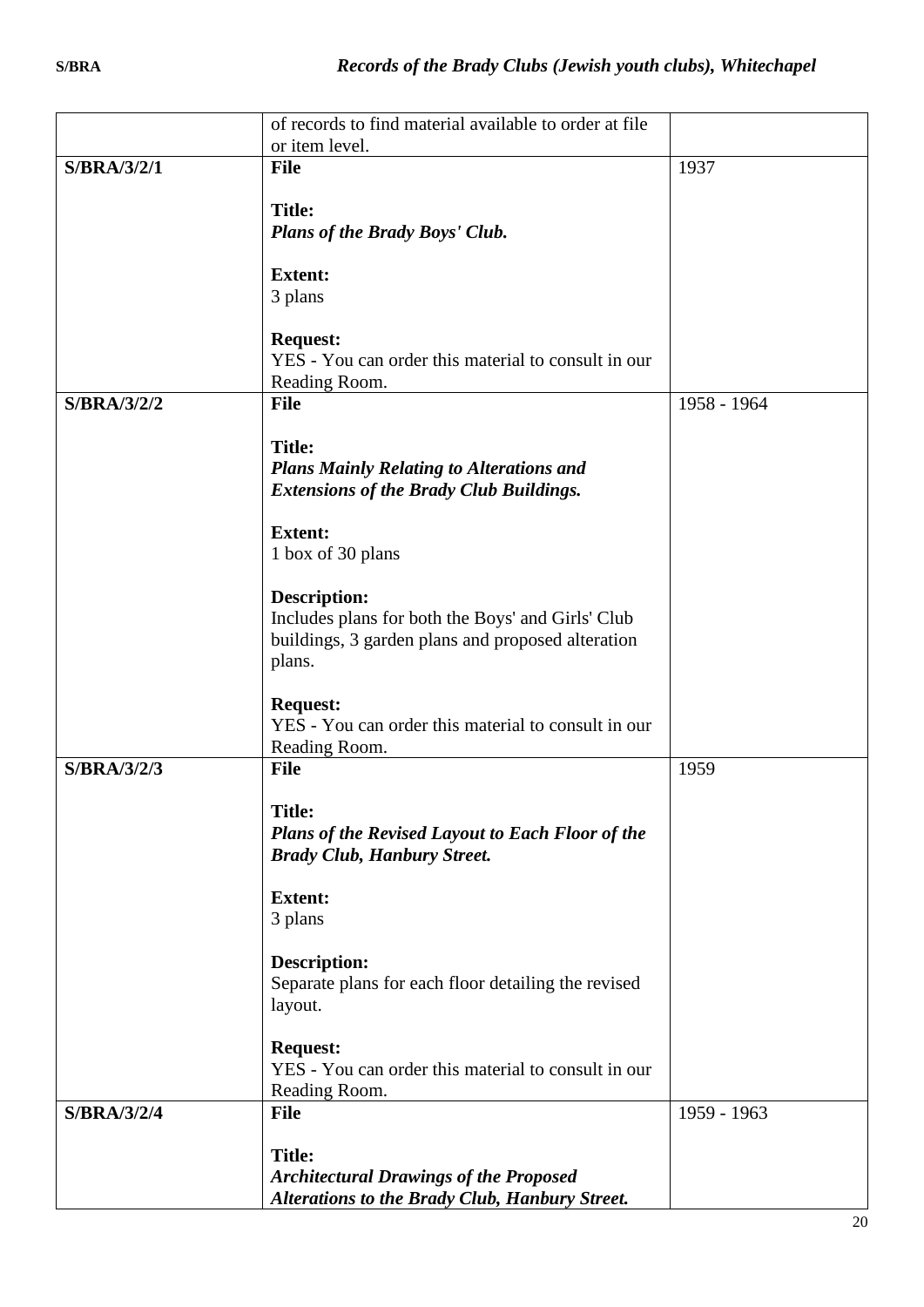| | | |
|---|---|---|
| | of records to find material available to order at file or item level. | |
| **S/BRA/3/2/1** | **File**<br><br>**Title:**<br>***Plans of the Brady Boys' Club.***<br><br>**Extent:**<br>3 plans<br><br>**Request:**<br>YES - You can order this material to consult in our Reading Room. | 1937 |
| **S/BRA/3/2/2** | **File**<br><br>**Title:**<br>***Plans Mainly Relating to Alterations and Extensions of the Brady Club Buildings.***<br><br>**Extent:**<br>1 box of 30 plans<br><br>**Description:**<br>Includes plans for both the Boys' and Girls' Club buildings, 3 garden plans and proposed alteration plans.<br><br>**Request:**<br>YES - You can order this material to consult in our Reading Room. | 1958 - 1964 |
| **S/BRA/3/2/3** | **File**<br><br>**Title:**<br>***Plans of the Revised Layout to Each Floor of the Brady Club, Hanbury Street.***<br><br>**Extent:**<br>3 plans<br><br>**Description:**<br>Separate plans for each floor detailing the revised layout.<br><br>**Request:**<br>YES - You can order this material to consult in our Reading Room. | 1959 |
| **S/BRA/3/2/4** | **File**<br><br>**Title:**<br>***Architectural Drawings of the Proposed Alterations to the Brady Club, Hanbury Street.*** | 1959 - 1963 |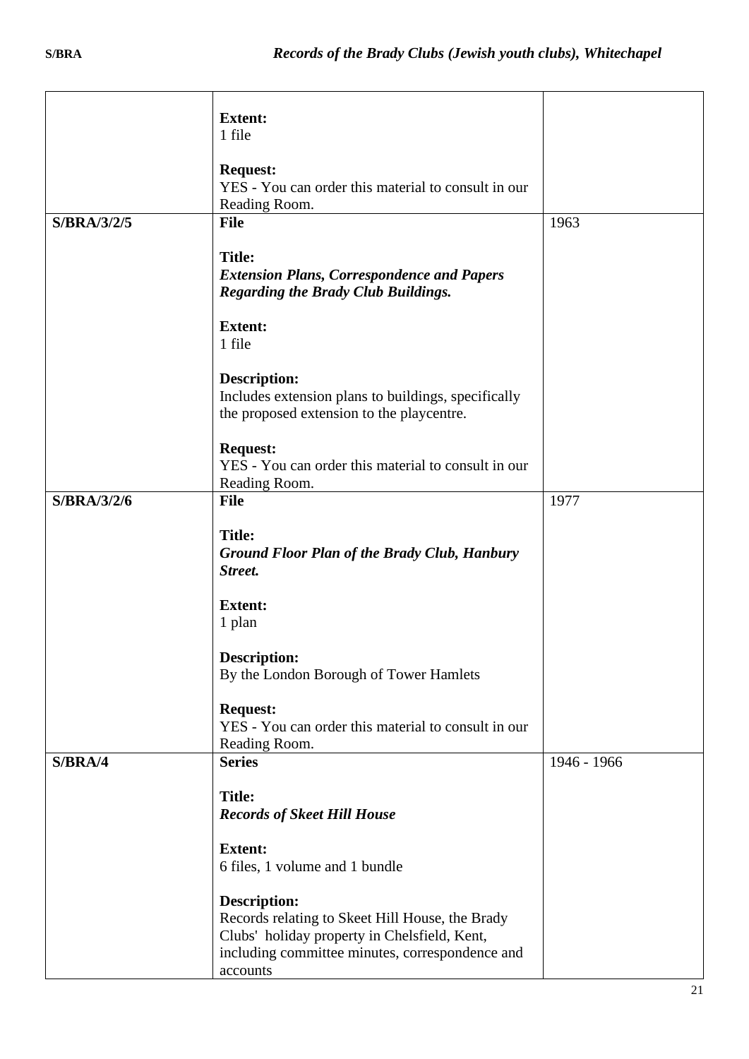| | | |
|---|---|---|
| | **Extent:**<br>1 file<br><br>**Request:**<br>YES - You can order this material to consult in our Reading Room. | |
| **S/BRA/3/2/5** | **File**<br><br>**Title:**<br>***Extension Plans, Correspondence and Papers Regarding the Brady Club Buildings.***<br><br>**Extent:**<br>1 file<br><br>**Description:**<br>Includes extension plans to buildings, specifically the proposed extension to the playcentre.<br><br>**Request:**<br>YES - You can order this material to consult in our Reading Room. | 1963 |
| **S/BRA/3/2/6** | **File**<br><br>**Title:**<br>***Ground Floor Plan of the Brady Club, Hanbury Street.***<br><br>**Extent:**<br>1 plan<br><br>**Description:**<br>By the London Borough of Tower Hamlets<br><br>**Request:**<br>YES - You can order this material to consult in our Reading Room. | 1977 |
| **S/BRA/4** | **Series**<br><br>**Title:**<br>***Records of Skeet Hill House***<br><br>**Extent:**<br>6 files, 1 volume and 1 bundle<br><br>**Description:**<br>Records relating to Skeet Hill House, the Brady Clubs' holiday property in Chelsfield, Kent, including committee minutes, correspondence and accounts | 1946 - 1966 |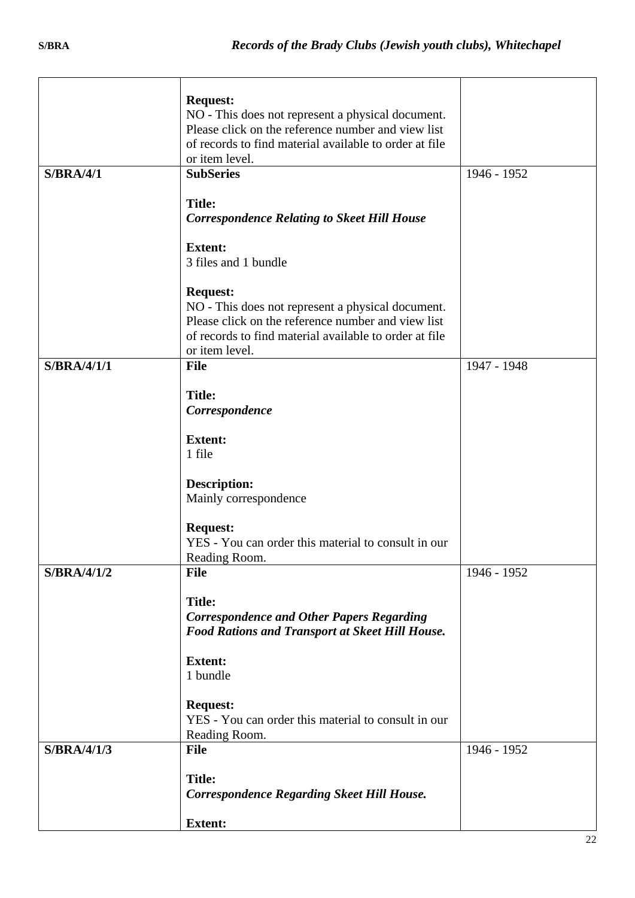| | | |
|---|---|---|
| | **Request:**<br>NO - This does not represent a physical document. Please click on the reference number and view list of records to find material available to order at file or item level. | |
| **S/BRA/4/1** | **SubSeries**<br><br>**Title:**<br>***Correspondence Relating to Skeet Hill House***<br><br>**Extent:**<br>3 files and 1 bundle<br><br>**Request:**<br>NO - This does not represent a physical document. Please click on the reference number and view list of records to find material available to order at file or item level. | 1946 - 1952 |
| **S/BRA/4/1/1** | **File**<br><br>**Title:**<br>***Correspondence***<br><br>**Extent:**<br>1 file<br><br>**Description:**<br>Mainly correspondence<br><br>**Request:**<br>YES - You can order this material to consult in our Reading Room. | 1947 - 1948 |
| **S/BRA/4/1/2** | **File**<br><br>**Title:**<br>***Correspondence and Other Papers Regarding Food Rations and Transport at Skeet Hill House.***<br><br>**Extent:**<br>1 bundle<br><br>**Request:**<br>YES - You can order this material to consult in our Reading Room. | 1946 - 1952 |
| **S/BRA/4/1/3** | **File**<br><br>**Title:**<br>***Correspondence Regarding Skeet Hill House.***<br><br>**Extent:** | 1946 - 1952 |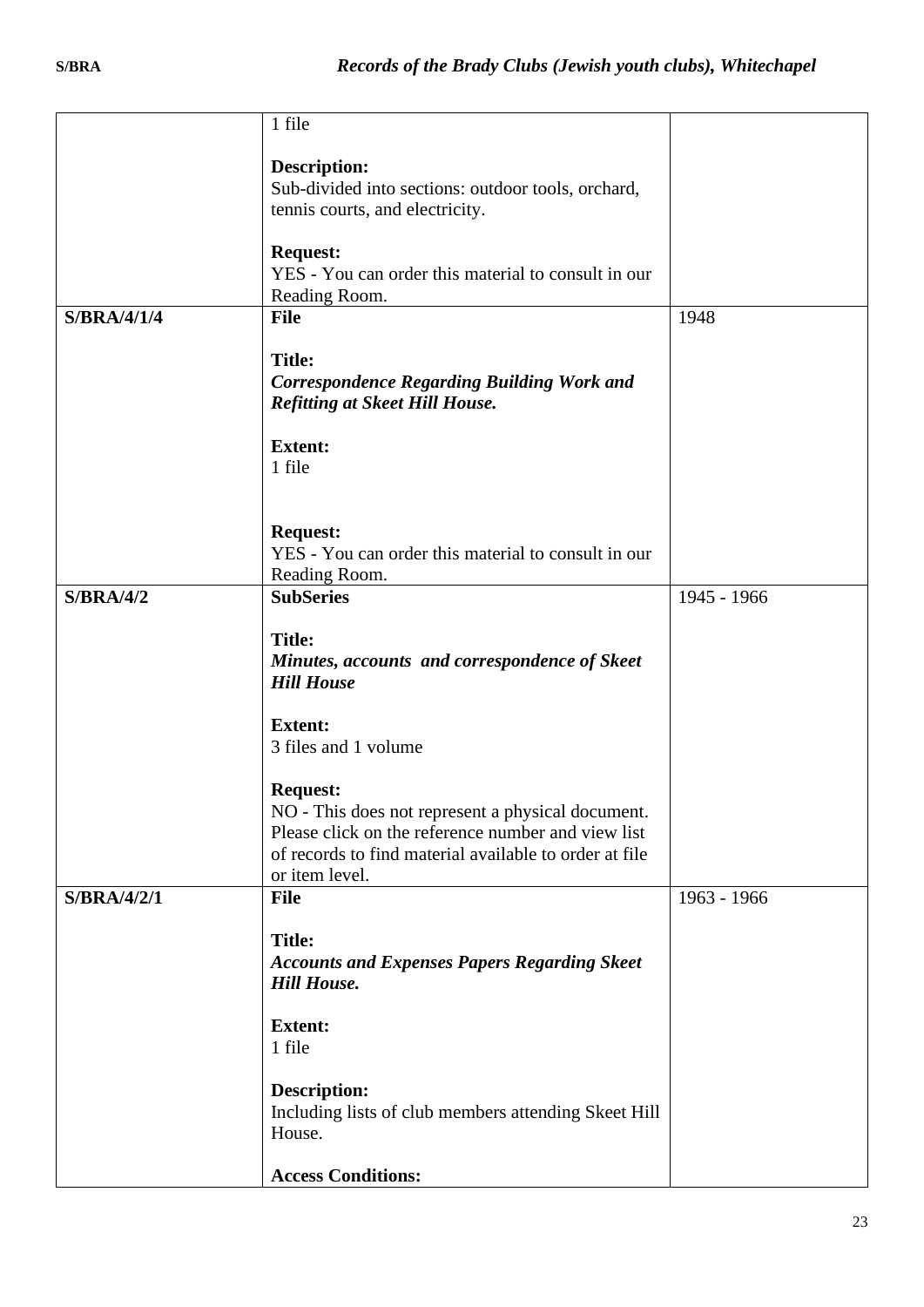| | | |
|---|---|---|
| | 1 file<br><br>**Description:**<br>Sub-divided into sections: outdoor tools, orchard, tennis courts, and electricity.<br><br>**Request:**<br>YES - You can order this material to consult in our Reading Room. | |
| **S/BRA/4/1/4** | **File**<br><br>**Title:**<br>***Correspondence Regarding Building Work and Refitting at Skeet Hill House.***<br><br>**Extent:**<br>1 file<br><br>**Request:**<br>YES - You can order this material to consult in our Reading Room. | 1948 |
| **S/BRA/4/2** | **SubSeries**<br><br>**Title:**<br>***Minutes, accounts and correspondence of Skeet Hill House***<br><br>**Extent:**<br>3 files and 1 volume<br><br>**Request:**<br>NO - This does not represent a physical document. Please click on the reference number and view list of records to find material available to order at file or item level. | 1945 - 1966 |
| **S/BRA/4/2/1** | **File**<br><br>**Title:**<br>***Accounts and Expenses Papers Regarding Skeet Hill House.***<br><br>**Extent:**<br>1 file<br><br>**Description:**<br>Including lists of club members attending Skeet Hill House.<br><br>**Access Conditions:** | 1963 - 1966 |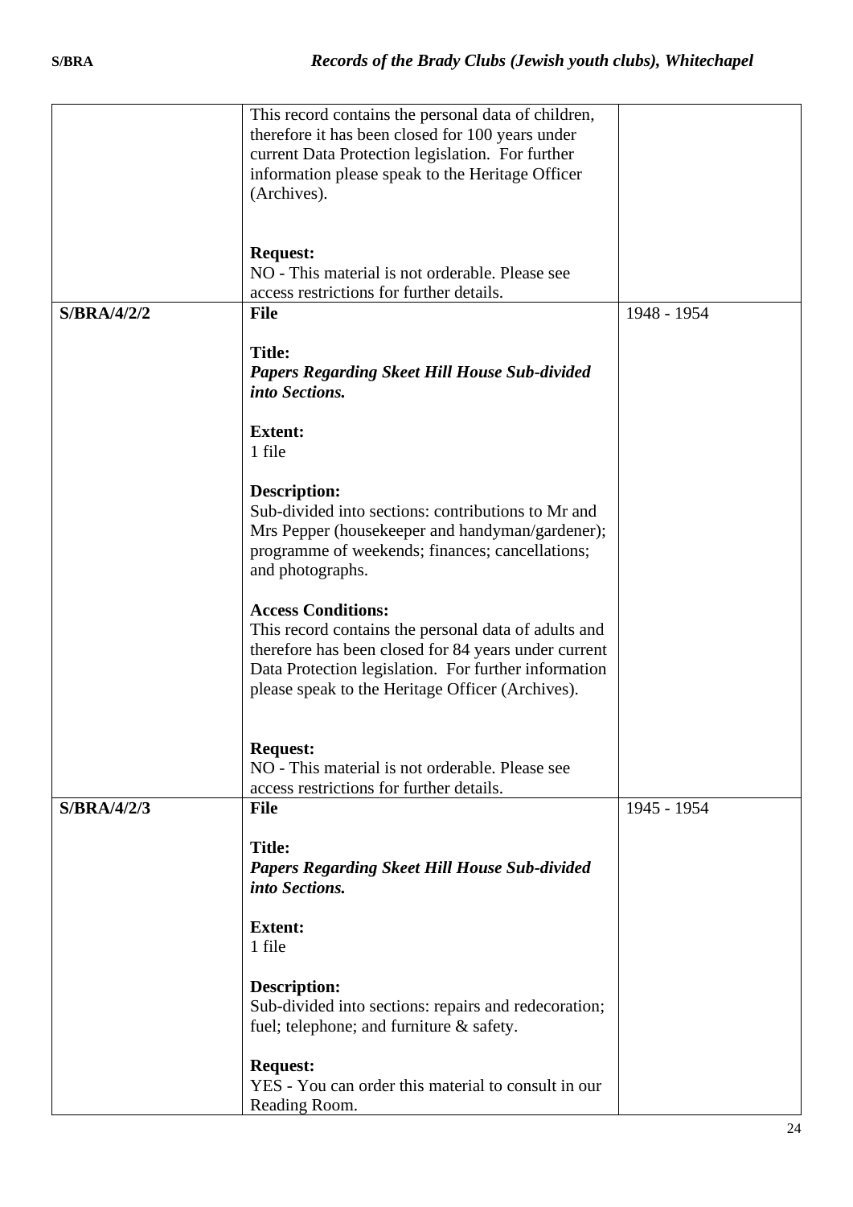| | | |
|---|---|---|
| | This record contains the personal data of children, therefore it has been closed for 100 years under current Data Protection legislation. For further information please speak to the Heritage Officer (Archives).<br><br>**Request:**<br>NO - This material is not orderable. Please see access restrictions for further details. | |
| **S/BRA/4/2/2** | **File**<br><br>**Title:**<br>***Papers Regarding Skeet Hill House Sub-divided into Sections.***<br><br>**Extent:**<br>1 file<br><br>**Description:**<br>Sub-divided into sections: contributions to Mr and Mrs Pepper (housekeeper and handyman/gardener); programme of weekends; finances; cancellations; and photographs.<br><br>**Access Conditions:**<br>This record contains the personal data of adults and therefore has been closed for 84 years under current Data Protection legislation. For further information please speak to the Heritage Officer (Archives).<br><br>**Request:**<br>NO - This material is not orderable. Please see access restrictions for further details. | 1948 - 1954 |
| **S/BRA/4/2/3** | **File**<br><br>**Title:**<br>***Papers Regarding Skeet Hill House Sub-divided into Sections.***<br><br>**Extent:**<br>1 file<br><br>**Description:**<br>Sub-divided into sections: repairs and redecoration; fuel; telephone; and furniture & safety.<br><br>**Request:**<br>YES - You can order this material to consult in our Reading Room. | 1945 - 1954 |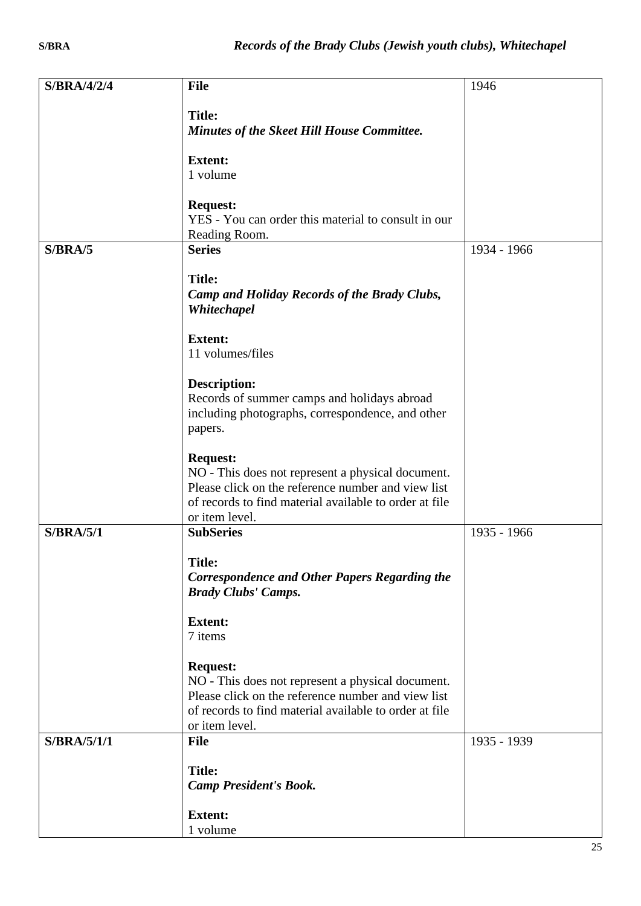| S/BRA/4/2/4 | **File**<br><br>**Title:**<br>***Minutes of the Skeet Hill House Committee.***<br><br>**Extent:**<br>1 volume<br><br>**Request:**<br>YES - You can order this material to consult in our Reading Room. | 1946 |
|---|---|---|
| **S/BRA/5** | **Series**<br><br>**Title:**<br>***Camp and Holiday Records of the Brady Clubs, Whitechapel***<br><br>**Extent:**<br>11 volumes/files<br><br>**Description:**<br>Records of summer camps and holidays abroad including photographs, correspondence, and other papers.<br><br>**Request:**<br>NO - This does not represent a physical document. Please click on the reference number and view list of records to find material available to order at file or item level. | 1934 - 1966 |
| **S/BRA/5/1** | **SubSeries**<br><br>**Title:**<br>***Correspondence and Other Papers Regarding the Brady Clubs' Camps.***<br><br>**Extent:**<br>7 items<br><br>**Request:**<br>NO - This does not represent a physical document. Please click on the reference number and view list of records to find material available to order at file or item level. | 1935 - 1966 |
| **S/BRA/5/1/1** | **File**<br><br>**Title:**<br>***Camp President's Book.***<br><br>**Extent:**<br>1 volume | 1935 - 1939 |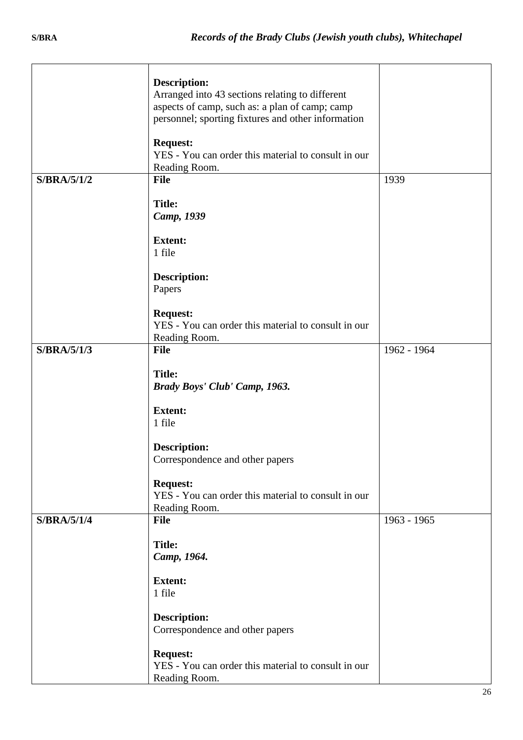| | | |
|---|---|---|
| | **Description:**<br>Arranged into 43 sections relating to different aspects of camp, such as: a plan of camp; camp personnel; sporting fixtures and other information<br><br>**Request:**<br>YES - You can order this material to consult in our Reading Room. | |
| **S/BRA/5/1/2** | **File**<br><br>**Title:**<br>***Camp, 1939***<br><br>**Extent:**<br>1 file<br><br>**Description:**<br>Papers<br><br>**Request:**<br>YES - You can order this material to consult in our Reading Room. | 1939 |
| **S/BRA/5/1/3** | **File**<br><br>**Title:**<br>***Brady Boys' Club' Camp, 1963.***<br><br>**Extent:**<br>1 file<br><br>**Description:**<br>Correspondence and other papers<br><br>**Request:**<br>YES - You can order this material to consult in our Reading Room. | 1962 - 1964 |
| **S/BRA/5/1/4** | **File**<br><br>**Title:**<br>***Camp, 1964.***<br><br>**Extent:**<br>1 file<br><br>**Description:**<br>Correspondence and other papers<br><br>**Request:**<br>YES - You can order this material to consult in our Reading Room. | 1963 - 1965 |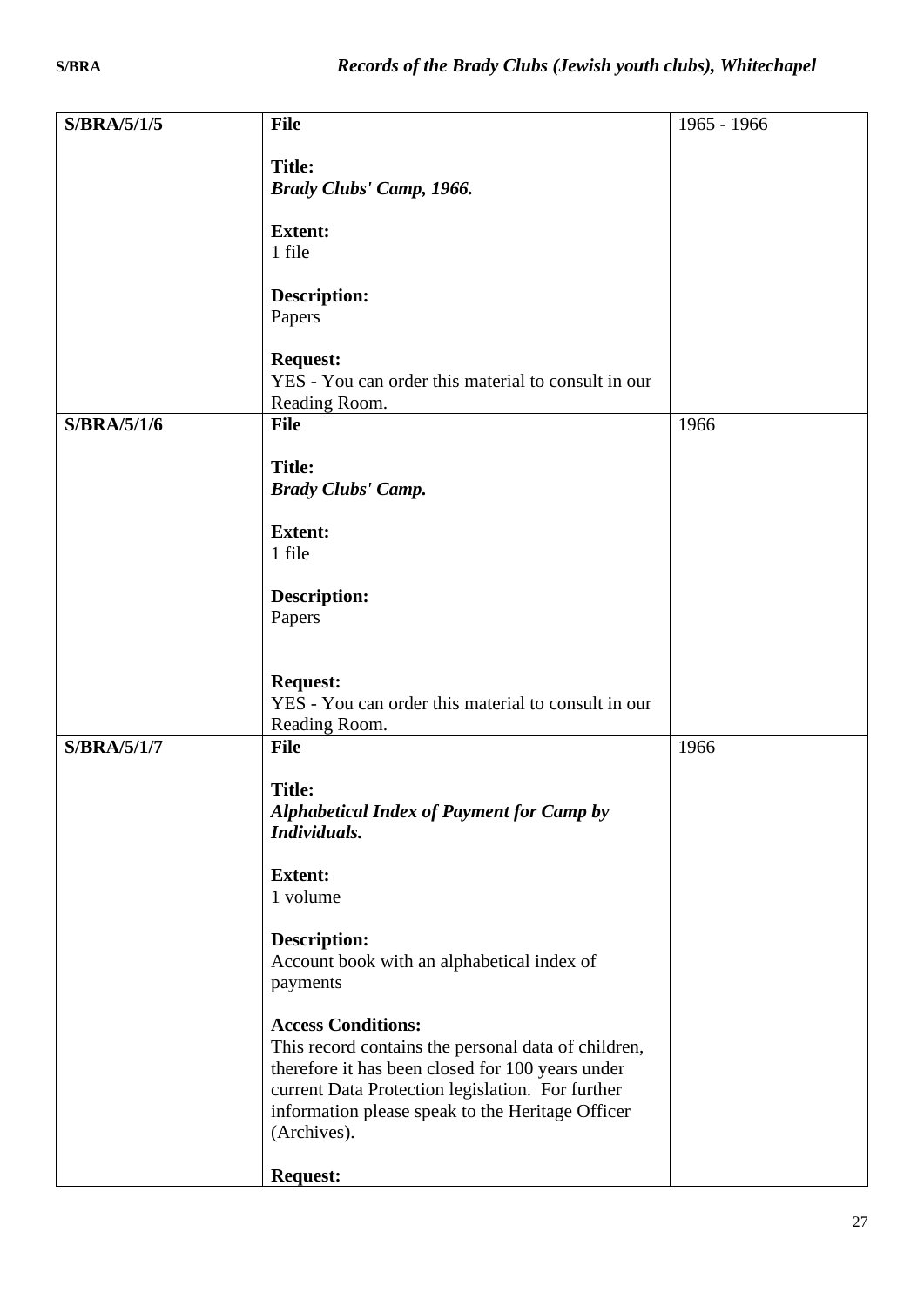| Reference | Details | Date |
|---|---|---|
| **S/BRA/5/1/5** | **File**<br><br>**Title:**<br>***Brady Clubs' Camp, 1966.***<br><br>**Extent:**<br>1 file<br><br>**Description:**<br>Papers<br><br>**Request:**<br>YES - You can order this material to consult in our Reading Room. | 1965 - 1966 |
| **S/BRA/5/1/6** | **File**<br><br>**Title:**<br>***Brady Clubs' Camp.***<br><br>**Extent:**<br>1 file<br><br>**Description:**<br>Papers<br><br>**Request:**<br>YES - You can order this material to consult in our Reading Room. | 1966 |
| **S/BRA/5/1/7** | **File**<br><br>**Title:**<br>***Alphabetical Index of Payment for Camp by Individuals.***<br><br>**Extent:**<br>1 volume<br><br>**Description:**<br>Account book with an alphabetical index of payments<br><br>**Access Conditions:**<br>This record contains the personal data of children, therefore it has been closed for 100 years under current Data Protection legislation. For further information please speak to the Heritage Officer (Archives).<br><br>**Request:** | 1966 |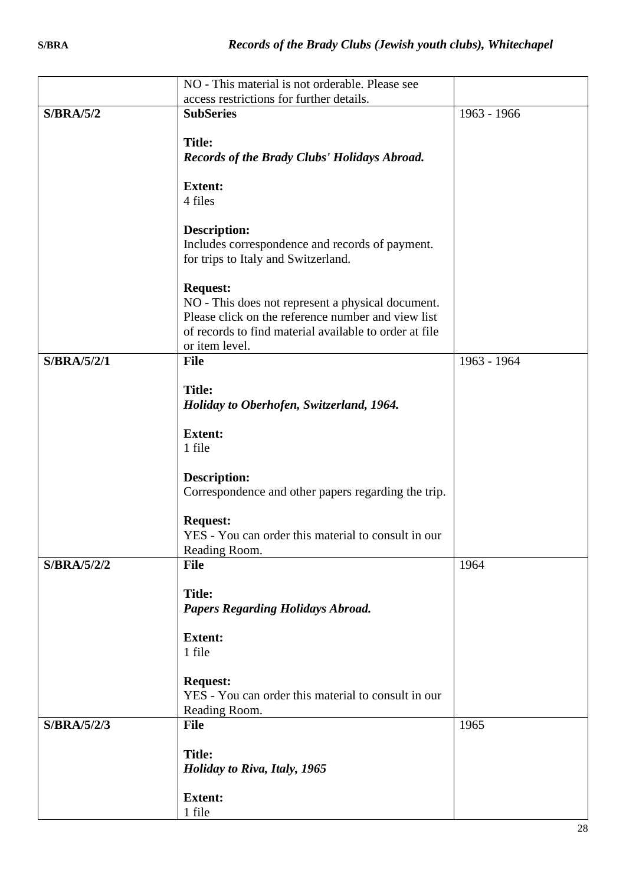| | | |
|---|---|---|
| | NO - This material is not orderable. Please see access restrictions for further details. | |
| **S/BRA/5/2** | **SubSeries**<br><br>**Title:**<br>***Records of the Brady Clubs' Holidays Abroad.***<br><br>**Extent:**<br>4 files<br><br>**Description:**<br>Includes correspondence and records of payment. for trips to Italy and Switzerland.<br><br>**Request:**<br>NO - This does not represent a physical document. Please click on the reference number and view list of records to find material available to order at file or item level. | 1963 - 1966 |
| **S/BRA/5/2/1** | **File**<br><br>**Title:**<br>***Holiday to Oberhofen, Switzerland, 1964.***<br><br>**Extent:**<br>1 file<br><br>**Description:**<br>Correspondence and other papers regarding the trip.<br><br>**Request:**<br>YES - You can order this material to consult in our Reading Room. | 1963 - 1964 |
| **S/BRA/5/2/2** | **File**<br><br>**Title:**<br>***Papers Regarding Holidays Abroad.***<br><br>**Extent:**<br>1 file<br><br>**Request:**<br>YES - You can order this material to consult in our Reading Room. | 1964 |
| **S/BRA/5/2/3** | **File**<br><br>**Title:**<br>***Holiday to Riva, Italy, 1965***<br><br>**Extent:**<br>1 file | 1965 |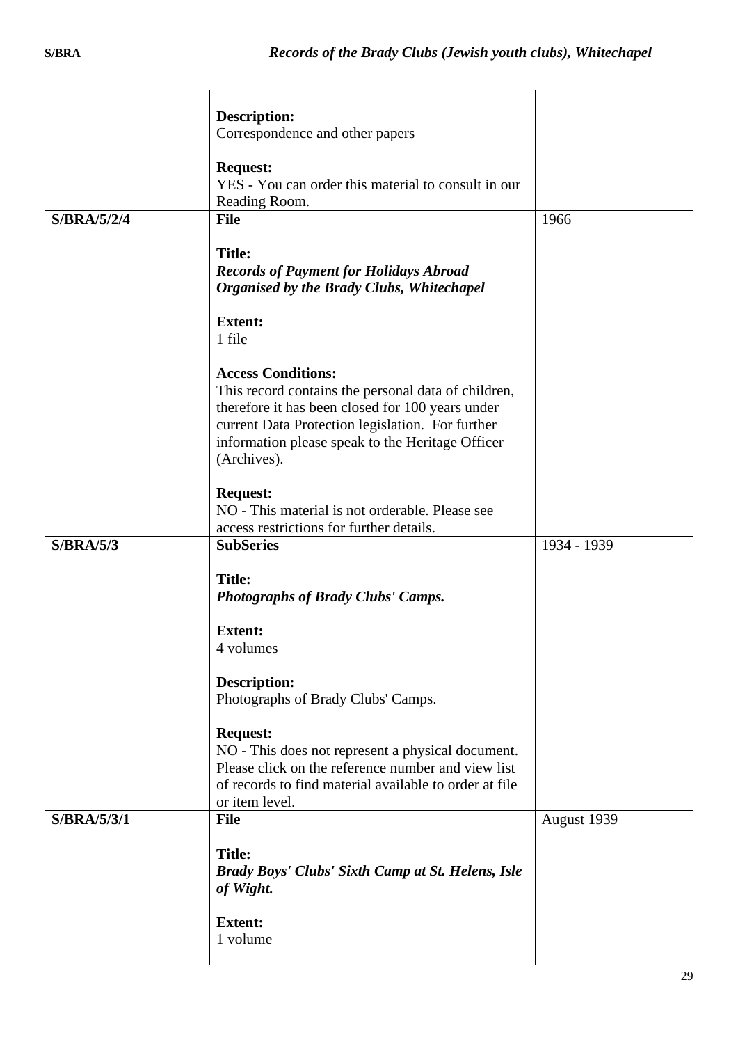| | | |
|---|---|---|
| | **Description:**<br>Correspondence and other papers<br><br>**Request:**<br>YES - You can order this material to consult in our Reading Room. | |
| **S/BRA/5/2/4** | **File**<br><br>**Title:**<br>***Records of Payment for Holidays Abroad Organised by the Brady Clubs, Whitechapel***<br><br>**Extent:**<br>1 file<br><br>**Access Conditions:**<br>This record contains the personal data of children, therefore it has been closed for 100 years under current Data Protection legislation. For further information please speak to the Heritage Officer (Archives).<br><br>**Request:**<br>NO - This material is not orderable. Please see access restrictions for further details. | 1966 |
| **S/BRA/5/3** | **SubSeries**<br><br>**Title:**<br>***Photographs of Brady Clubs' Camps.***<br><br>**Extent:**<br>4 volumes<br><br>**Description:**<br>Photographs of Brady Clubs' Camps.<br><br>**Request:**<br>NO - This does not represent a physical document. Please click on the reference number and view list of records to find material available to order at file or item level. | 1934 - 1939 |
| **S/BRA/5/3/1** | **File**<br><br>**Title:**<br>***Brady Boys' Clubs' Sixth Camp at St. Helens, Isle of Wight.***<br><br>**Extent:**<br>1 volume | August 1939 |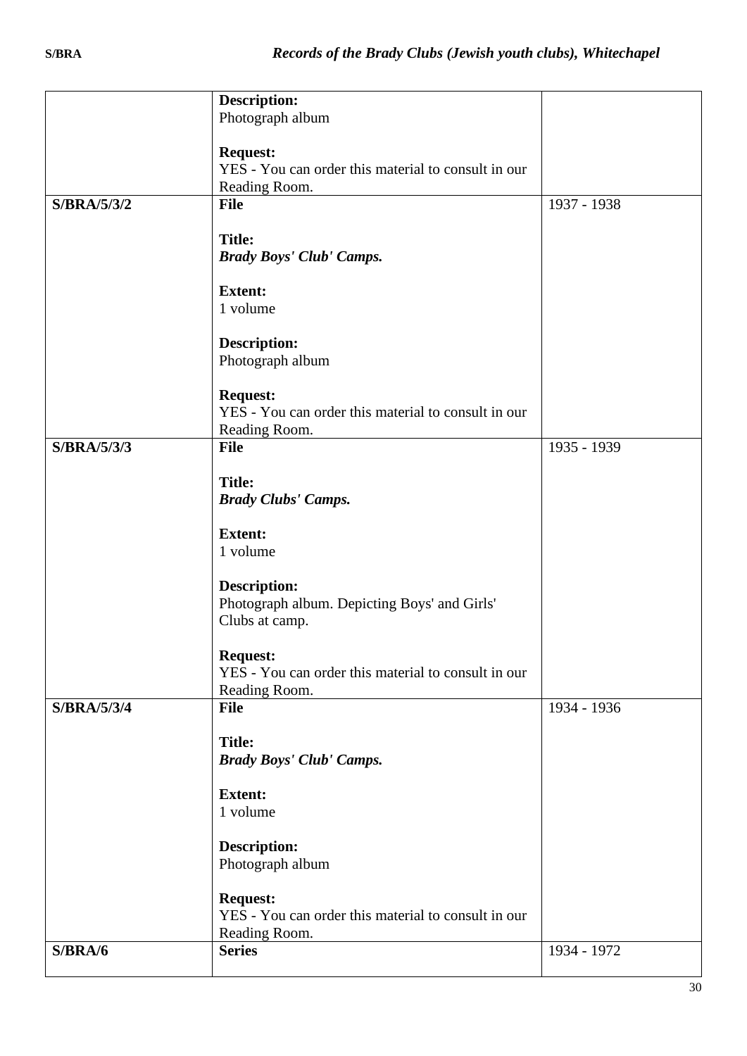| | | |
|---|---|---|
| | **Description:**<br>Photograph album<br><br>**Request:**<br>YES - You can order this material to consult in our Reading Room. | |
| **S/BRA/5/3/2** | **File**<br><br>**Title:**<br>***Brady Boys' Club' Camps.***<br><br>**Extent:**<br>1 volume<br><br>**Description:**<br>Photograph album<br><br>**Request:**<br>YES - You can order this material to consult in our Reading Room. | 1937 - 1938 |
| **S/BRA/5/3/3** | **File**<br><br>**Title:**<br>***Brady Clubs' Camps.***<br><br>**Extent:**<br>1 volume<br><br>**Description:**<br>Photograph album. Depicting Boys' and Girls' Clubs at camp.<br><br>**Request:**<br>YES - You can order this material to consult in our Reading Room. | 1935 - 1939 |
| **S/BRA/5/3/4** | **File**<br><br>**Title:**<br>***Brady Boys' Club' Camps.***<br><br>**Extent:**<br>1 volume<br><br>**Description:**<br>Photograph album<br><br>**Request:**<br>YES - You can order this material to consult in our Reading Room. | 1934 - 1936 |
| **S/BRA/6** | **Series** | 1934 - 1972 |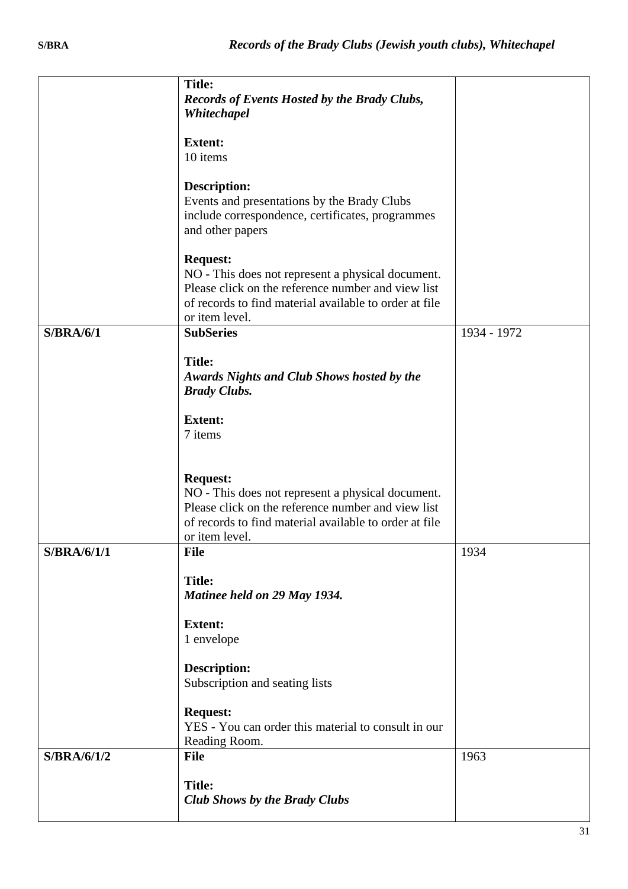| | | |
|---|---|---|
| | **Title:** ***Records of Events Hosted by the Brady Clubs, Whitechapel*** <br><br> **Extent:** 10 items <br><br> **Description:** Events and presentations by the Brady Clubs include correspondence, certificates, programmes and other papers <br><br> **Request:** NO - This does not represent a physical document. Please click on the reference number and view list of records to find material available to order at file or item level. | |
| **S/BRA/6/1** | **SubSeries** <br><br> **Title:** ***Awards Nights and Club Shows hosted by the Brady Clubs.*** <br><br> **Extent:** 7 items <br><br> **Request:** NO - This does not represent a physical document. Please click on the reference number and view list of records to find material available to order at file or item level. | 1934 - 1972 |
| **S/BRA/6/1/1** | **File** <br><br> **Title:** ***Matinee held on 29 May 1934.*** <br><br> **Extent:** 1 envelope <br><br> **Description:** Subscription and seating lists <br><br> **Request:** YES - You can order this material to consult in our Reading Room. | 1934 |
| **S/BRA/6/1/2** | **File** <br><br> **Title:** ***Club Shows by the Brady Clubs*** | 1963 |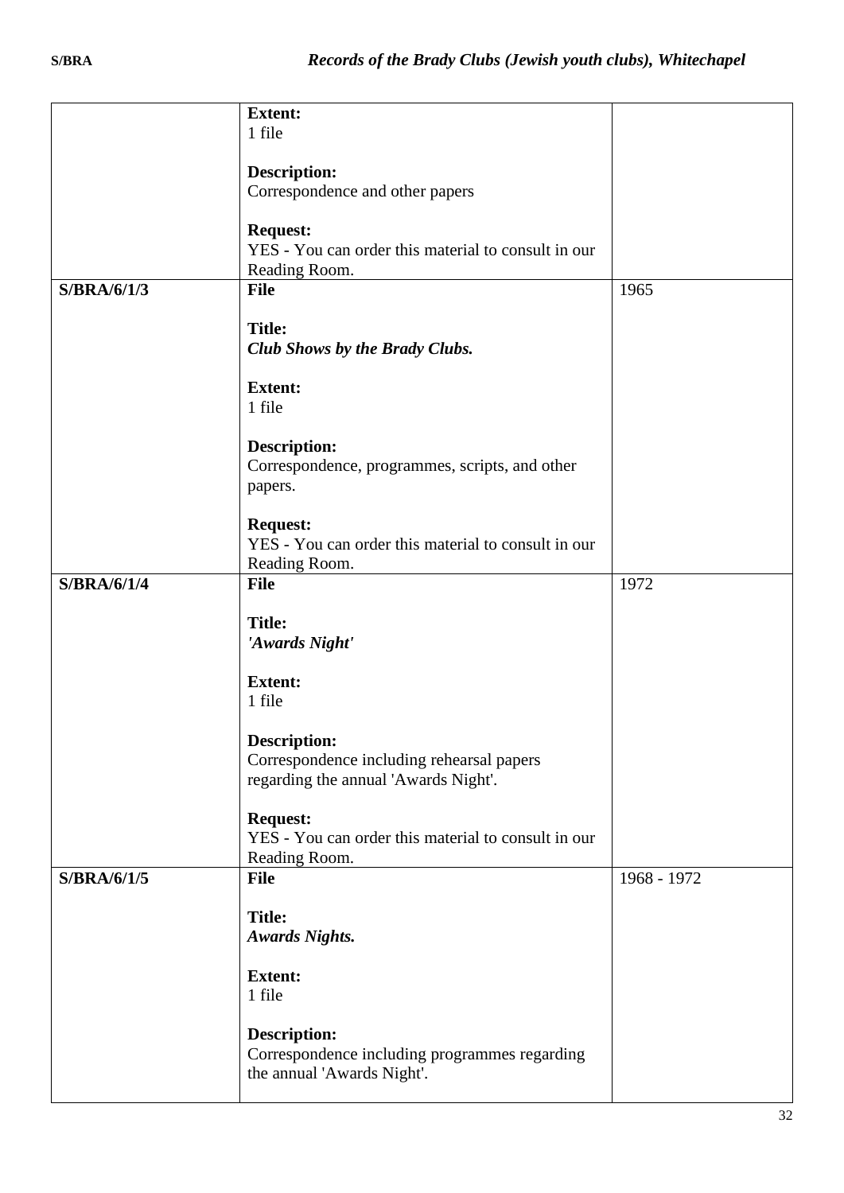| | | |
|---|---|---|
| | **Extent:**<br>1 file<br><br>**Description:**<br>Correspondence and other papers<br><br>**Request:**<br>YES - You can order this material to consult in our Reading Room. | |
| **S/BRA/6/1/3** | **File**<br><br>**Title:**<br>***Club Shows by the Brady Clubs.***<br><br>**Extent:**<br>1 file<br><br>**Description:**<br>Correspondence, programmes, scripts, and other papers.<br><br>**Request:**<br>YES - You can order this material to consult in our Reading Room. | 1965 |
| **S/BRA/6/1/4** | **File**<br><br>**Title:**<br>***'Awards Night'***<br><br>**Extent:**<br>1 file<br><br>**Description:**<br>Correspondence including rehearsal papers regarding the annual 'Awards Night'.<br><br>**Request:**<br>YES - You can order this material to consult in our Reading Room. | 1972 |
| **S/BRA/6/1/5** | **File**<br><br>**Title:**<br>***Awards Nights.***<br><br>**Extent:**<br>1 file<br><br>**Description:**<br>Correspondence including programmes regarding the annual 'Awards Night'. | 1968 - 1972 |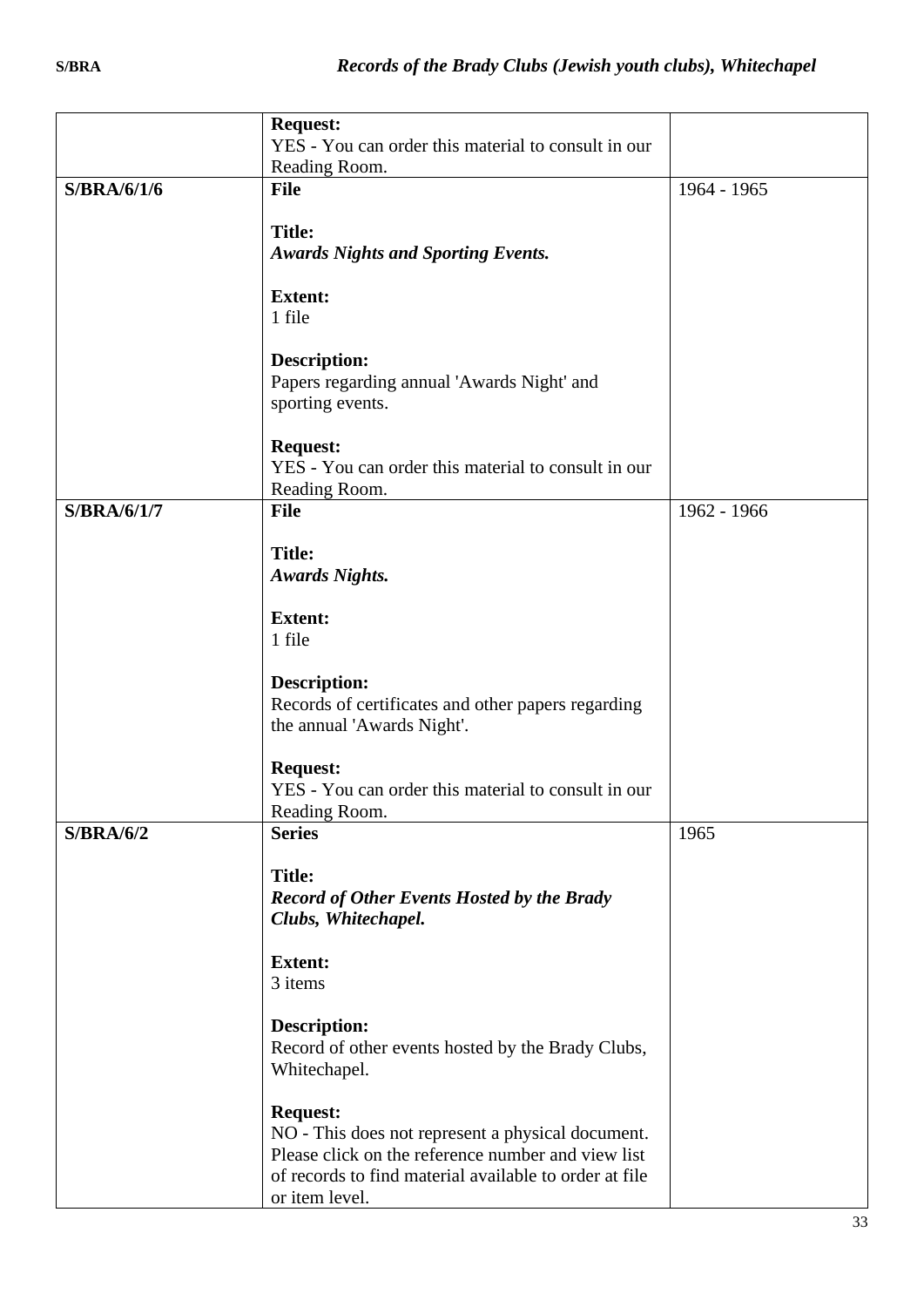| | | |
|---|---|---|
| | **Request:**<br>YES - You can order this material to consult in our Reading Room. | |
| **S/BRA/6/1/6** | **File**<br><br>**Title:**<br>***Awards Nights and Sporting Events.***<br><br>**Extent:**<br>1 file<br><br>**Description:**<br>Papers regarding annual 'Awards Night' and sporting events.<br><br>**Request:**<br>YES - You can order this material to consult in our Reading Room. | 1964 - 1965 |
| **S/BRA/6/1/7** | **File**<br><br>**Title:**<br>***Awards Nights.***<br><br>**Extent:**<br>1 file<br><br>**Description:**<br>Records of certificates and other papers regarding the annual 'Awards Night'.<br><br>**Request:**<br>YES - You can order this material to consult in our Reading Room. | 1962 - 1966 |
| **S/BRA/6/2** | **Series**<br><br>**Title:**<br>***Record of Other Events Hosted by the Brady Clubs, Whitechapel.***<br><br>**Extent:**<br>3 items<br><br>**Description:**<br>Record of other events hosted by the Brady Clubs, Whitechapel.<br><br>**Request:**<br>NO - This does not represent a physical document. Please click on the reference number and view list of records to find material available to order at file or item level. | 1965 |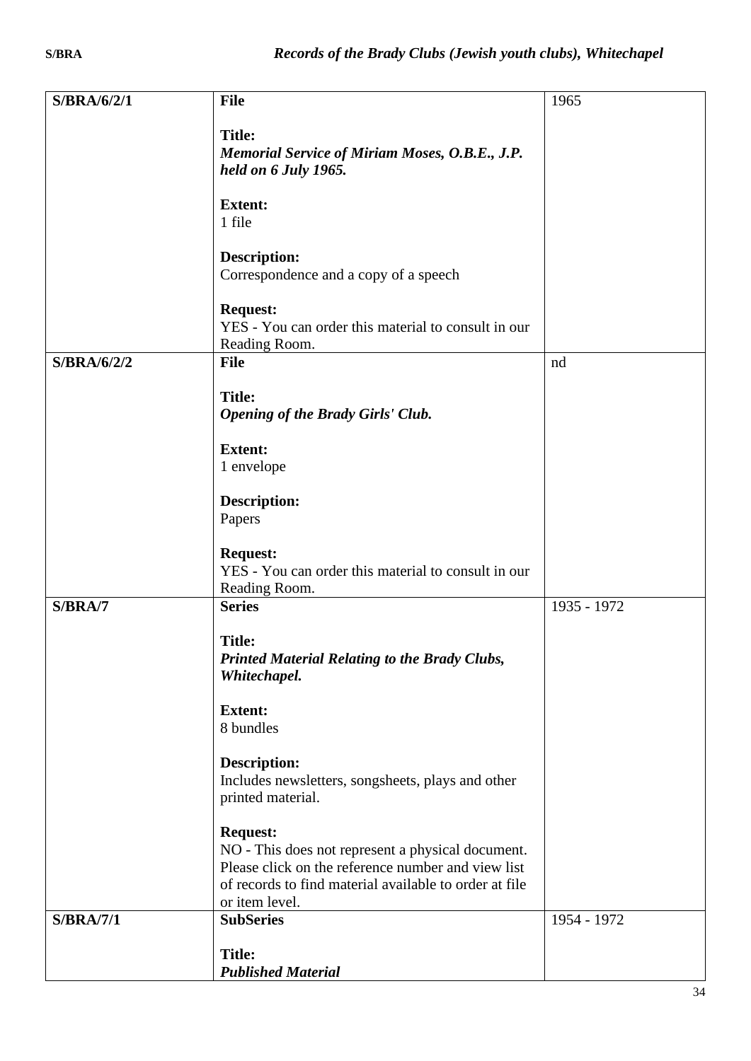| S/BRA/6/2/1 | **File**<br><br>**Title:**<br>***Memorial Service of Miriam Moses, O.B.E., J.P. held on 6 July 1965.***<br><br>**Extent:**<br>1 file<br><br>**Description:**<br>Correspondence and a copy of a speech<br><br>**Request:**<br>YES - You can order this material to consult in our Reading Room. | 1965 |
|---|---|---|
| **S/BRA/6/2/2** | **File**<br><br>**Title:**<br>***Opening of the Brady Girls' Club.***<br><br>**Extent:**<br>1 envelope<br><br>**Description:**<br>Papers<br><br>**Request:**<br>YES - You can order this material to consult in our Reading Room. | nd |
| **S/BRA/7** | **Series**<br><br>**Title:**<br>***Printed Material Relating to the Brady Clubs, Whitechapel.***<br><br>**Extent:**<br>8 bundles<br><br>**Description:**<br>Includes newsletters, songsheets, plays and other printed material.<br><br>**Request:**<br>NO - This does not represent a physical document. Please click on the reference number and view list of records to find material available to order at file or item level. | 1935 - 1972 |
| **S/BRA/7/1** | **SubSeries**<br><br>**Title:**<br>***Published Material*** | 1954 - 1972 |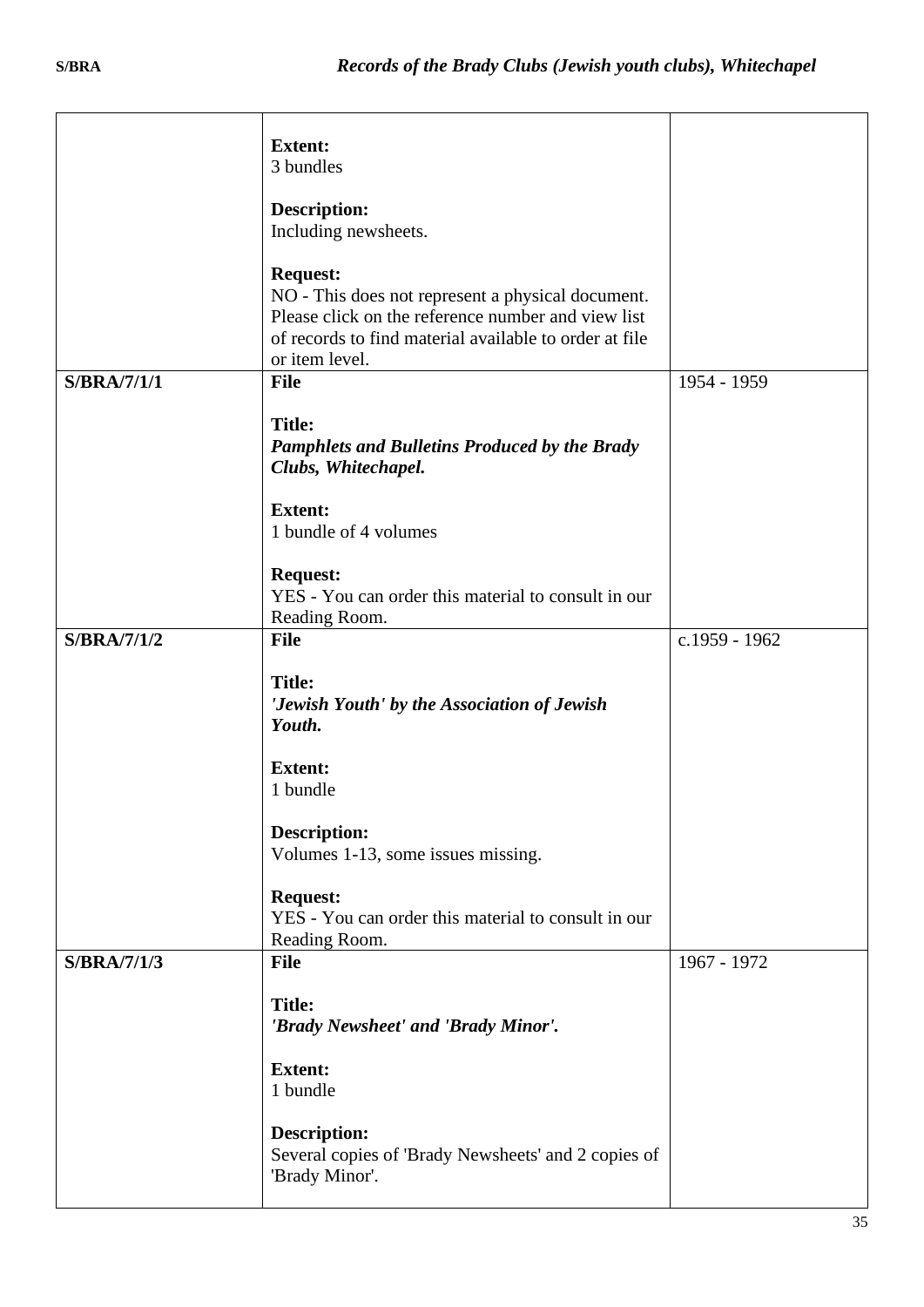| | | |
|---|---|---|
| | **Extent:**<br>3 bundles<br><br>**Description:**<br>Including newsheets.<br><br>**Request:**<br>NO - This does not represent a physical document. Please click on the reference number and view list of records to find material available to order at file or item level. | |
| **S/BRA/7/1/1** | **File**<br><br>**Title:**<br>***Pamphlets and Bulletins Produced by the Brady Clubs, Whitechapel.***<br><br>**Extent:**<br>1 bundle of 4 volumes<br><br>**Request:**<br>YES - You can order this material to consult in our Reading Room. | 1954 - 1959 |
| **S/BRA/7/1/2** | **File**<br><br>**Title:**<br>***'Jewish Youth' by the Association of Jewish Youth.***<br><br>**Extent:**<br>1 bundle<br><br>**Description:**<br>Volumes 1-13, some issues missing.<br><br>**Request:**<br>YES - You can order this material to consult in our Reading Room. | c.1959 - 1962 |
| **S/BRA/7/1/3** | **File**<br><br>**Title:**<br>***'Brady Newsheet' and 'Brady Minor'.***<br><br>**Extent:**<br>1 bundle<br><br>**Description:**<br>Several copies of 'Brady Newsheets' and 2 copies of 'Brady Minor'. | 1967 - 1972 |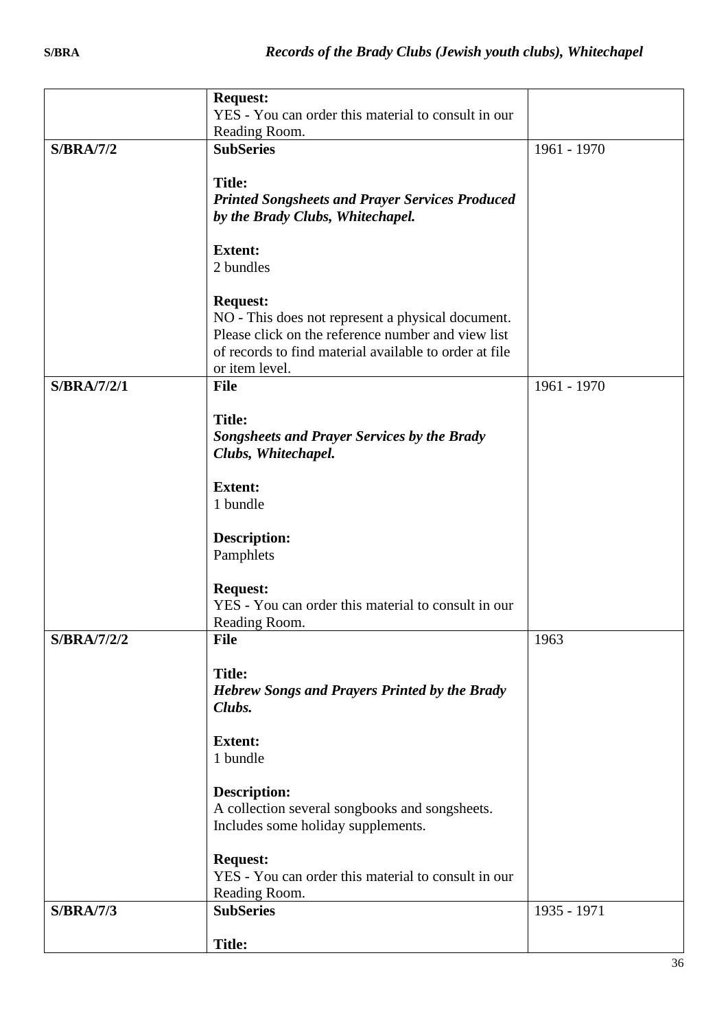| | | |
|---|---|---|
| | **Request:**<br>YES - You can order this material to consult in our Reading Room. | |
| **S/BRA/7/2** | **SubSeries**<br><br>**Title:**<br>***Printed Songsheets and Prayer Services Produced by the Brady Clubs, Whitechapel.***<br><br>**Extent:**<br>2 bundles<br><br>**Request:**<br>NO - This does not represent a physical document. Please click on the reference number and view list of records to find material available to order at file or item level. | 1961 - 1970 |
| **S/BRA/7/2/1** | **File**<br><br>**Title:**<br>***Songsheets and Prayer Services by the Brady Clubs, Whitechapel.***<br><br>**Extent:**<br>1 bundle<br><br>**Description:**<br>Pamphlets<br><br>**Request:**<br>YES - You can order this material to consult in our Reading Room. | 1961 - 1970 |
| **S/BRA/7/2/2** | **File**<br><br>**Title:**<br>***Hebrew Songs and Prayers Printed by the Brady Clubs.***<br><br>**Extent:**<br>1 bundle<br><br>**Description:**<br>A collection several songbooks and songsheets. Includes some holiday supplements.<br><br>**Request:**<br>YES - You can order this material to consult in our Reading Room. | 1963 |
| **S/BRA/7/3** | **SubSeries**<br><br>**Title:** | 1935 - 1971 |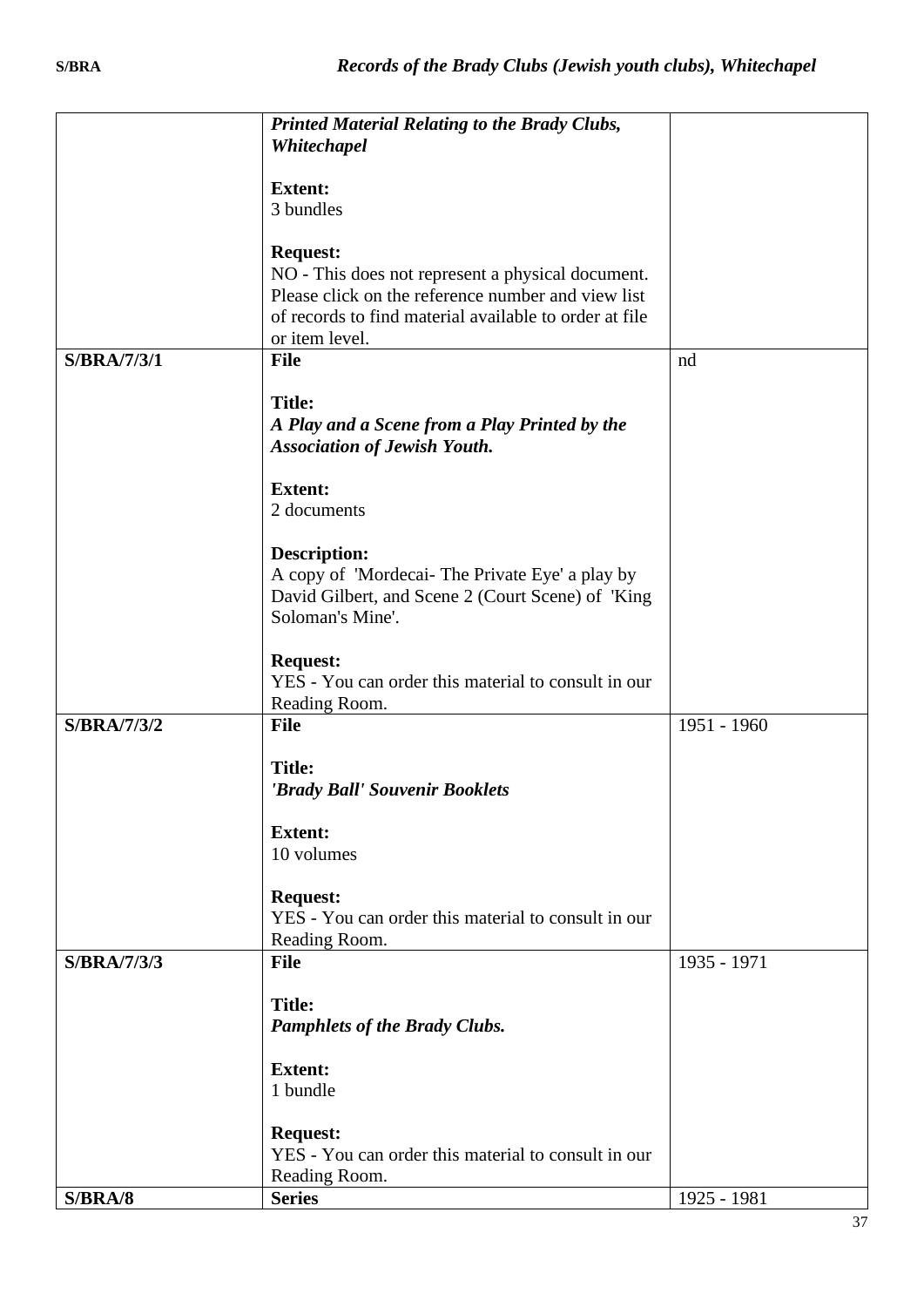| | | |
|---|---|---|
| | ***Printed Material Relating to the Brady Clubs, Whitechapel***<br><br>**Extent:**<br>3 bundles<br><br>**Request:**<br>NO - This does not represent a physical document. Please click on the reference number and view list of records to find material available to order at file or item level. | |
| **S/BRA/7/3/1** | **File**<br><br>**Title:**<br>***A Play and a Scene from a Play Printed by the Association of Jewish Youth.***<br><br>**Extent:**<br>2 documents<br><br>**Description:**<br>A copy of 'Mordecai- The Private Eye' a play by David Gilbert, and Scene 2 (Court Scene) of 'King Soloman's Mine'.<br><br>**Request:**<br>YES - You can order this material to consult in our Reading Room. | nd |
| **S/BRA/7/3/2** | **File**<br><br>**Title:**<br>***'Brady Ball' Souvenir Booklets***<br><br>**Extent:**<br>10 volumes<br><br>**Request:**<br>YES - You can order this material to consult in our Reading Room. | 1951 - 1960 |
| **S/BRA/7/3/3** | **File**<br><br>**Title:**<br>***Pamphlets of the Brady Clubs.***<br><br>**Extent:**<br>1 bundle<br><br>**Request:**<br>YES - You can order this material to consult in our Reading Room. | 1935 - 1971 |
| **S/BRA/8** | **Series** | 1925 - 1981 |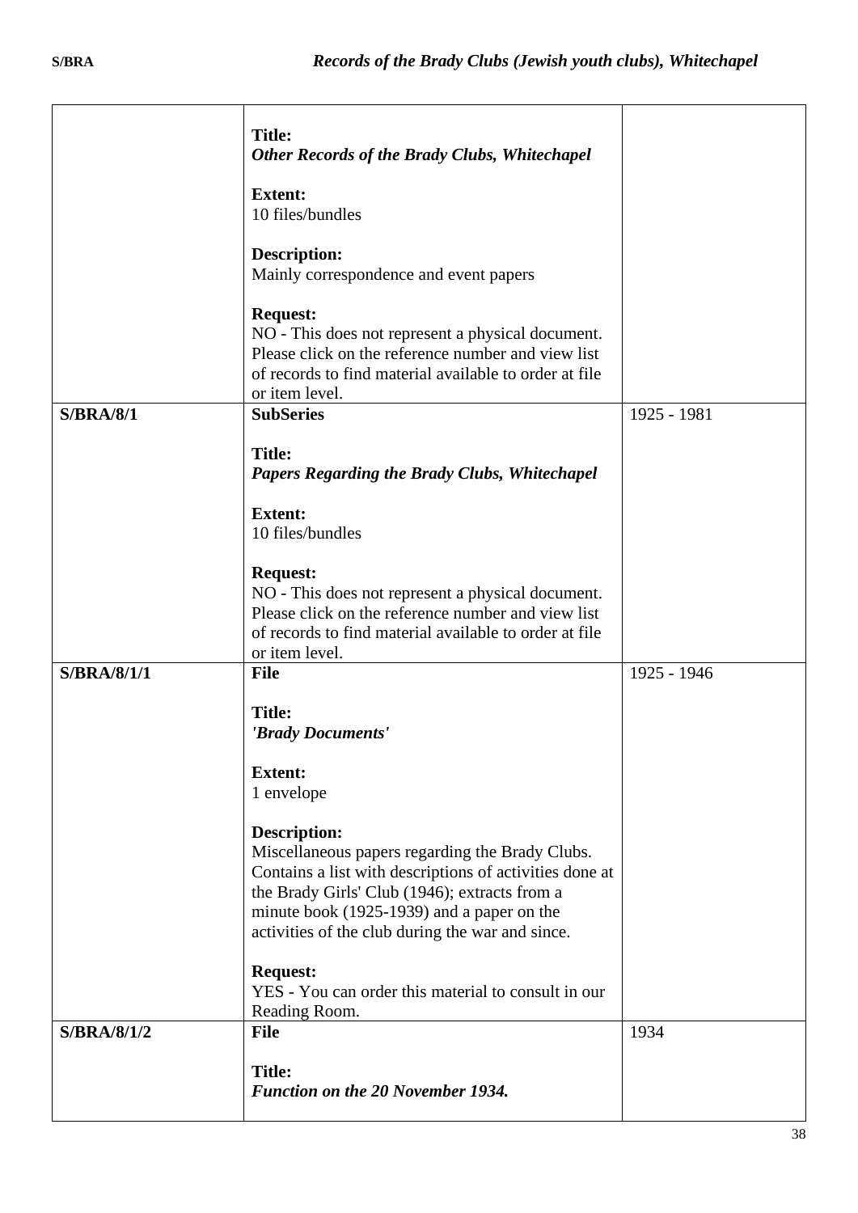| | | |
|---|---|---|
| | **Title:**<br>***Other Records of the Brady Clubs, Whitechapel***<br><br>**Extent:**<br>10 files/bundles<br><br>**Description:**<br>Mainly correspondence and event papers<br><br>**Request:**<br>NO - This does not represent a physical document. Please click on the reference number and view list of records to find material available to order at file or item level. | |
| **S/BRA/8/1** | **SubSeries**<br><br>**Title:**<br>***Papers Regarding the Brady Clubs, Whitechapel***<br><br>**Extent:**<br>10 files/bundles<br><br>**Request:**<br>NO - This does not represent a physical document. Please click on the reference number and view list of records to find material available to order at file or item level. | 1925 - 1981 |
| **S/BRA/8/1/1** | **File**<br><br>**Title:**<br>***'Brady Documents'***<br><br>**Extent:**<br>1 envelope<br><br>**Description:**<br>Miscellaneous papers regarding the Brady Clubs. Contains a list with descriptions of activities done at the Brady Girls' Club (1946); extracts from a minute book (1925-1939) and a paper on the activities of the club during the war and since.<br><br>**Request:**<br>YES - You can order this material to consult in our Reading Room. | 1925 - 1946 |
| **S/BRA/8/1/2** | **File**<br><br>**Title:**<br>***Function on the 20 November 1934.*** | 1934 |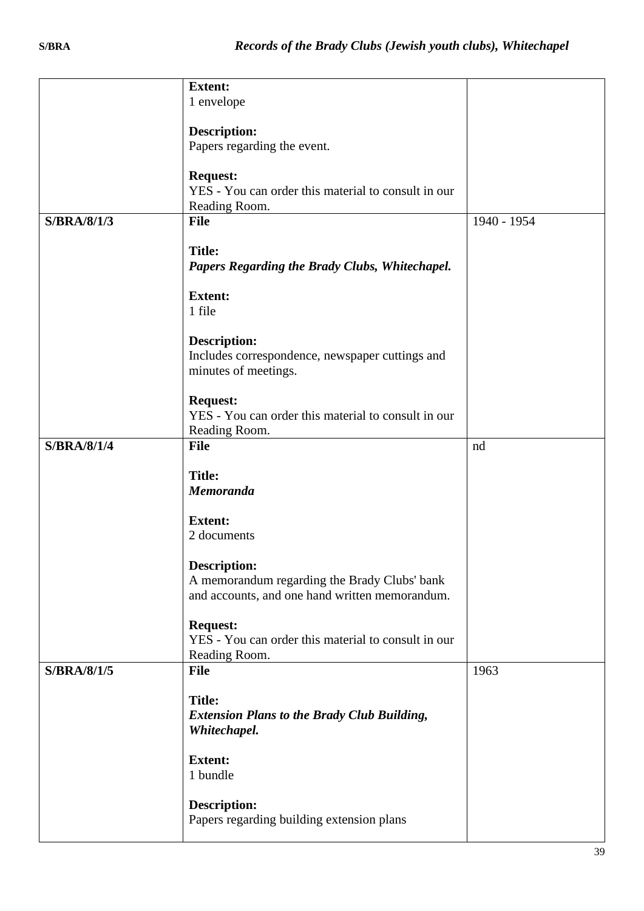| | | |
|---|---|---|
| | **Extent:**<br>1 envelope<br><br>**Description:**<br>Papers regarding the event.<br><br>**Request:**<br>YES - You can order this material to consult in our Reading Room. | |
| **S/BRA/8/1/3** | **File**<br><br>**Title:**<br>***Papers Regarding the Brady Clubs, Whitechapel.***<br><br>**Extent:**<br>1 file<br><br>**Description:**<br>Includes correspondence, newspaper cuttings and minutes of meetings.<br><br>**Request:**<br>YES - You can order this material to consult in our Reading Room. | 1940 - 1954 |
| **S/BRA/8/1/4** | **File**<br><br>**Title:**<br>***Memoranda***<br><br>**Extent:**<br>2 documents<br><br>**Description:**<br>A memorandum regarding the Brady Clubs' bank and accounts, and one hand written memorandum.<br><br>**Request:**<br>YES - You can order this material to consult in our Reading Room. | nd |
| **S/BRA/8/1/5** | **File**<br><br>**Title:**<br>***Extension Plans to the Brady Club Building, Whitechapel.***<br><br>**Extent:**<br>1 bundle<br><br>**Description:**<br>Papers regarding building extension plans | 1963 |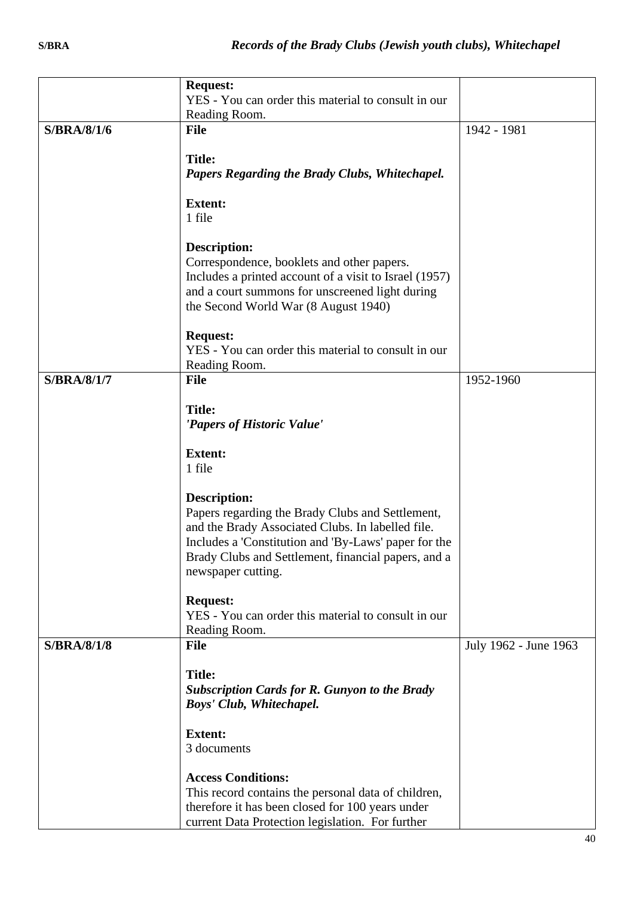| | | |
|---|---|---|
| | **Request:**<br>YES - You can order this material to consult in our Reading Room. | |
| **S/BRA/8/1/6** | **File**<br><br>**Title:**<br>***Papers Regarding the Brady Clubs, Whitechapel.***<br><br>**Extent:**<br>1 file<br><br>**Description:**<br>Correspondence, booklets and other papers. Includes a printed account of a visit to Israel (1957) and a court summons for unscreened light during the Second World War (8 August 1940)<br><br>**Request:**<br>YES - You can order this material to consult in our Reading Room. | 1942 - 1981 |
| **S/BRA/8/1/7** | **File**<br><br>**Title:**<br>***'Papers of Historic Value'***<br><br>**Extent:**<br>1 file<br><br>**Description:**<br>Papers regarding the Brady Clubs and Settlement, and the Brady Associated Clubs. In labelled file. Includes a 'Constitution and 'By-Laws' paper for the Brady Clubs and Settlement, financial papers, and a newspaper cutting.<br><br>**Request:**<br>YES - You can order this material to consult in our Reading Room. | 1952-1960 |
| **S/BRA/8/1/8** | **File**<br><br>**Title:**<br>***Subscription Cards for R. Gunyon to the Brady Boys' Club, Whitechapel.***<br><br>**Extent:**<br>3 documents<br><br>**Access Conditions:**<br>This record contains the personal data of children, therefore it has been closed for 100 years under current Data Protection legislation. For further | July 1962 - June 1963 |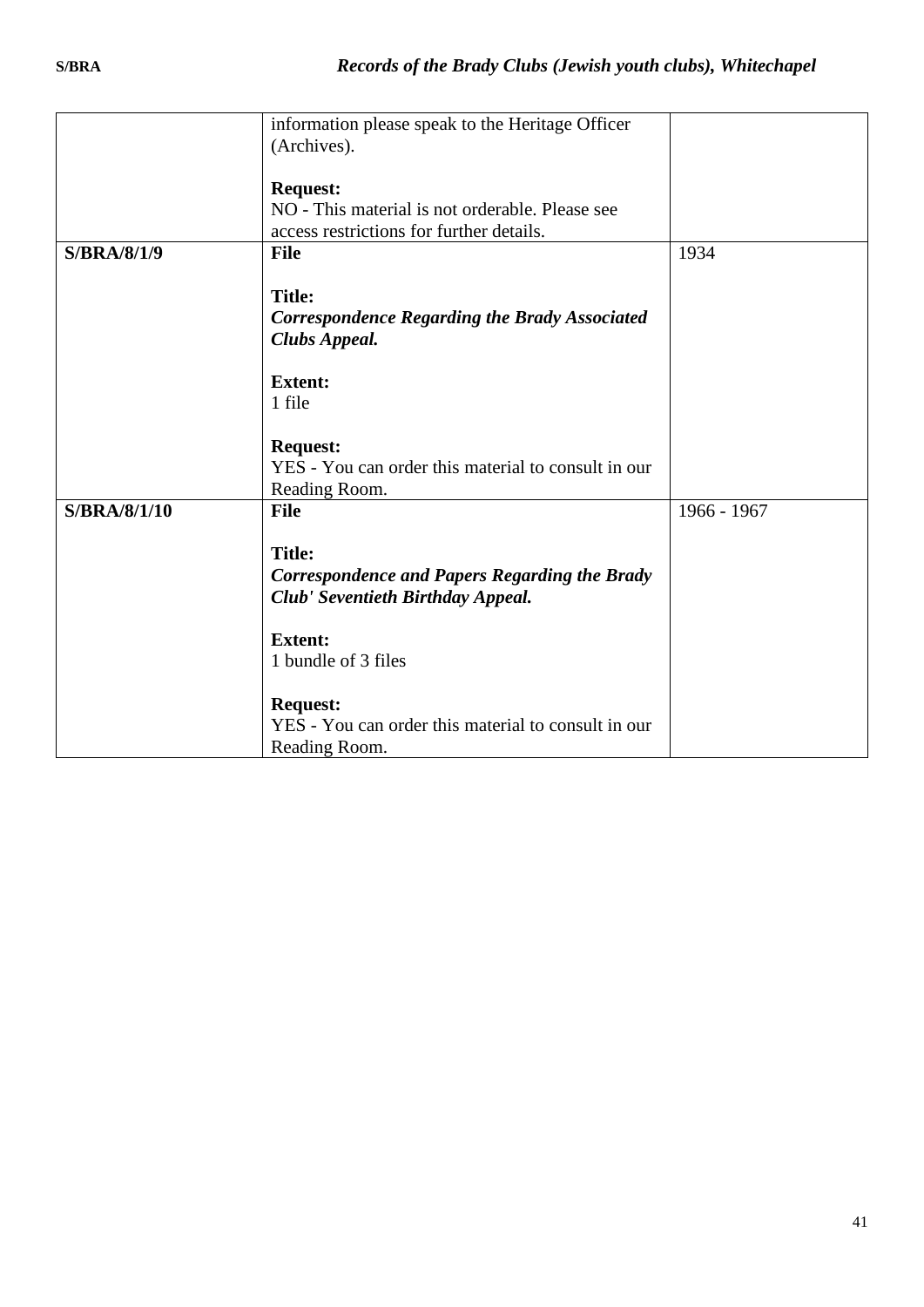| | | |
|---|---|---|
| | information please speak to the Heritage Officer (Archives).<br><br>**Request:**<br>NO - This material is not orderable. Please see access restrictions for further details. | |
| **S/BRA/8/1/9** | **File**<br><br>**Title:**<br>***Correspondence Regarding the Brady Associated Clubs Appeal.***<br><br>**Extent:**<br>1 file<br><br>**Request:**<br>YES - You can order this material to consult in our Reading Room. | 1934 |
| **S/BRA/8/1/10** | **File**<br><br>**Title:**<br>***Correspondence and Papers Regarding the Brady Club' Seventieth Birthday Appeal.***<br><br>**Extent:**<br>1 bundle of 3 files<br><br>**Request:**<br>YES - You can order this material to consult in our Reading Room. | 1966 - 1967 |